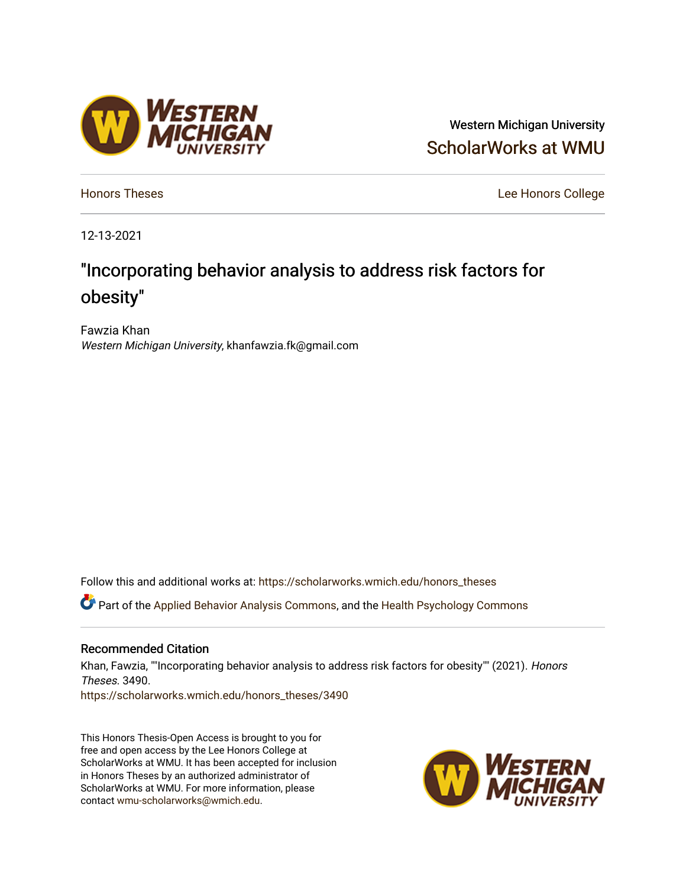Western Michigan University

ScholarWorks at WMU

Honors Theses

Lee Honors College

12-13-2021

# "Incorporating behavior analysis to address risk factors for obesity"

Fawzia Khan
*Western Michigan University*, khanfawzia.fk@gmail.com

Follow this and additional works at: https://scholarworks.wmich.edu/honors_theses

Part of the Applied Behavior Analysis Commons, and the Health Psychology Commons

## Recommended Citation

Khan, Fawzia, ""Incorporating behavior analysis to address risk factors for obesity"" (2021). *Honors Theses*. 3490.
https://scholarworks.wmich.edu/honors_theses/3490

This Honors Thesis-Open Access is brought to you for free and open access by the Lee Honors College at ScholarWorks at WMU. It has been accepted for inclusion in Honors Theses by an authorized administrator of ScholarWorks at WMU. For more information, please contact wmu-scholarworks@wmich.edu.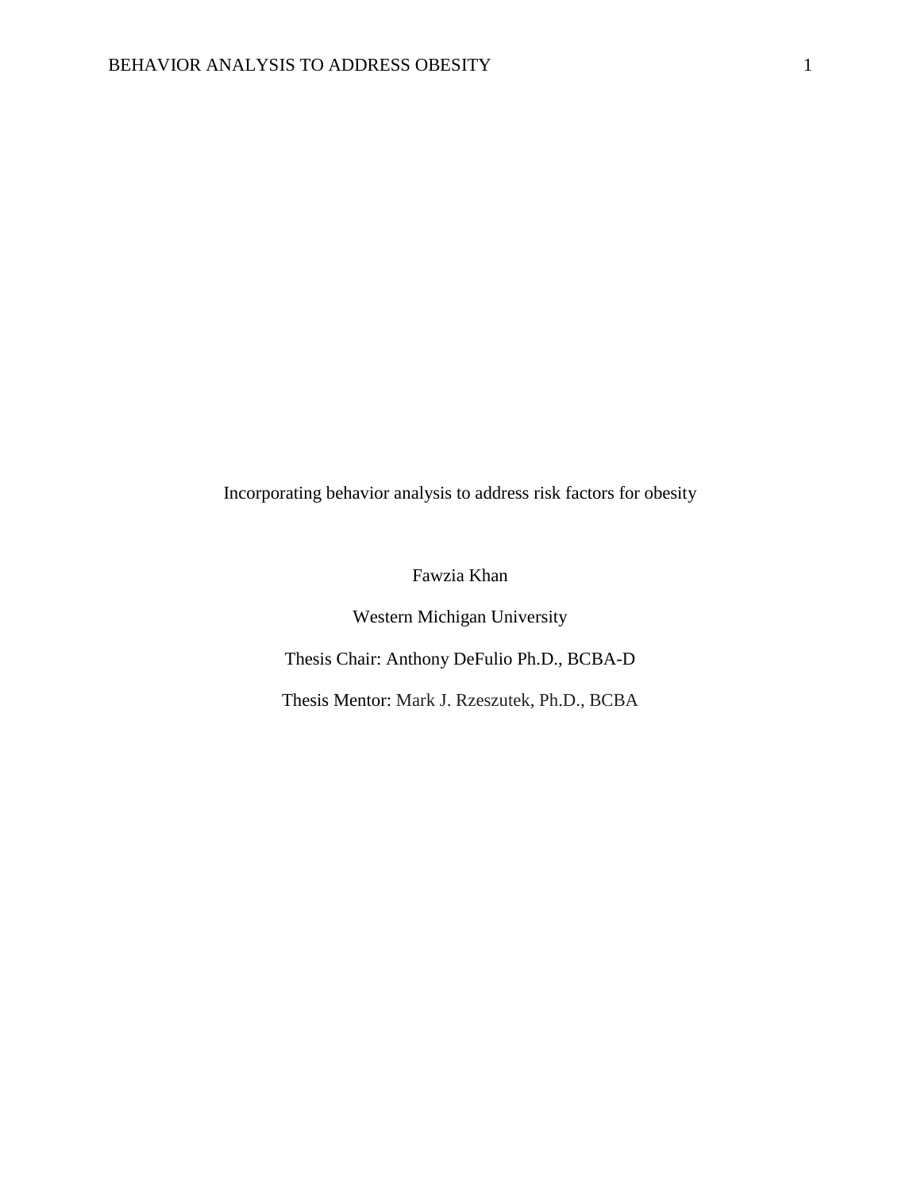# Incorporating behavior analysis to address risk factors for obesity

Fawzia Khan

Western Michigan University

Thesis Chair: Anthony DeFulio Ph.D., BCBA-D

Thesis Mentor: Mark J. Rzeszutek, Ph.D., BCBA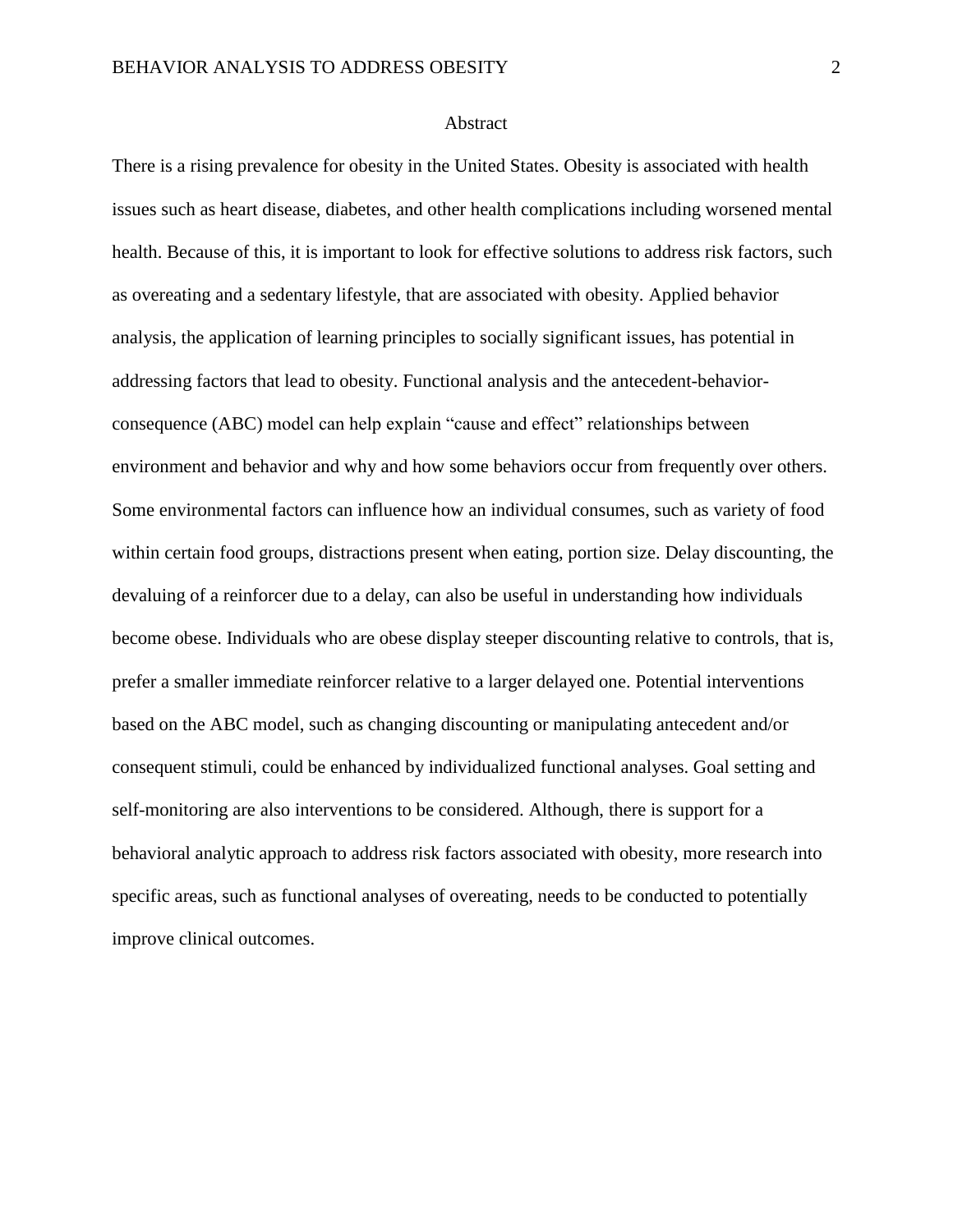## Abstract

There is a rising prevalence for obesity in the United States. Obesity is associated with health issues such as heart disease, diabetes, and other health complications including worsened mental health. Because of this, it is important to look for effective solutions to address risk factors, such as overeating and a sedentary lifestyle, that are associated with obesity. Applied behavior analysis, the application of learning principles to socially significant issues, has potential in addressing factors that lead to obesity. Functional analysis and the antecedent-behavior-consequence (ABC) model can help explain "cause and effect" relationships between environment and behavior and why and how some behaviors occur from frequently over others. Some environmental factors can influence how an individual consumes, such as variety of food within certain food groups, distractions present when eating, portion size. Delay discounting, the devaluing of a reinforcer due to a delay, can also be useful in understanding how individuals become obese. Individuals who are obese display steeper discounting relative to controls, that is, prefer a smaller immediate reinforcer relative to a larger delayed one. Potential interventions based on the ABC model, such as changing discounting or manipulating antecedent and/or consequent stimuli, could be enhanced by individualized functional analyses. Goal setting and self-monitoring are also interventions to be considered. Although, there is support for a behavioral analytic approach to address risk factors associated with obesity, more research into specific areas, such as functional analyses of overeating, needs to be conducted to potentially improve clinical outcomes.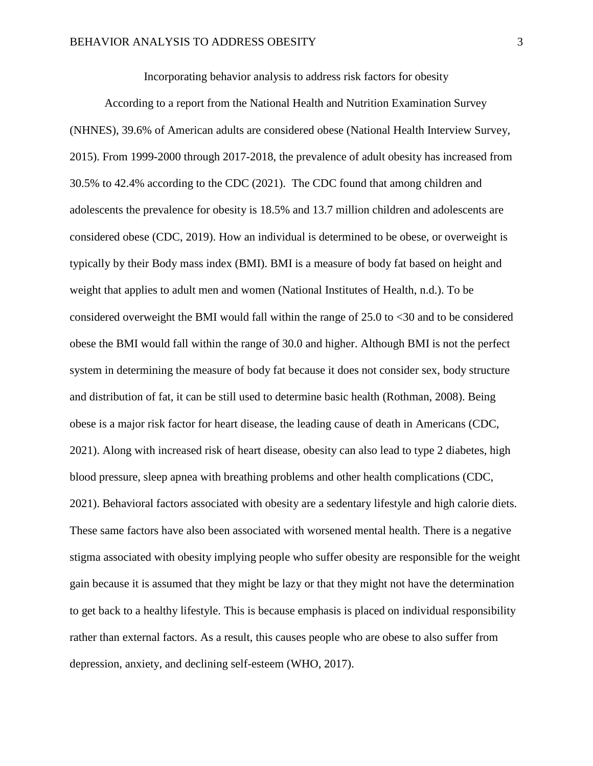# Incorporating behavior analysis to address risk factors for obesity

According to a report from the National Health and Nutrition Examination Survey (NHNES), 39.6% of American adults are considered obese (National Health Interview Survey, 2015). From 1999-2000 through 2017-2018, the prevalence of adult obesity has increased from 30.5% to 42.4% according to the CDC (2021). The CDC found that among children and adolescents the prevalence for obesity is 18.5% and 13.7 million children and adolescents are considered obese (CDC, 2019). How an individual is determined to be obese, or overweight is typically by their Body mass index (BMI). BMI is a measure of body fat based on height and weight that applies to adult men and women (National Institutes of Health, n.d.). To be considered overweight the BMI would fall within the range of 25.0 to <30 and to be considered obese the BMI would fall within the range of 30.0 and higher. Although BMI is not the perfect system in determining the measure of body fat because it does not consider sex, body structure and distribution of fat, it can be still used to determine basic health (Rothman, 2008). Being obese is a major risk factor for heart disease, the leading cause of death in Americans (CDC, 2021). Along with increased risk of heart disease, obesity can also lead to type 2 diabetes, high blood pressure, sleep apnea with breathing problems and other health complications (CDC, 2021). Behavioral factors associated with obesity are a sedentary lifestyle and high calorie diets. These same factors have also been associated with worsened mental health. There is a negative stigma associated with obesity implying people who suffer obesity are responsible for the weight gain because it is assumed that they might be lazy or that they might not have the determination to get back to a healthy lifestyle. This is because emphasis is placed on individual responsibility rather than external factors. As a result, this causes people who are obese to also suffer from depression, anxiety, and declining self-esteem (WHO, 2017).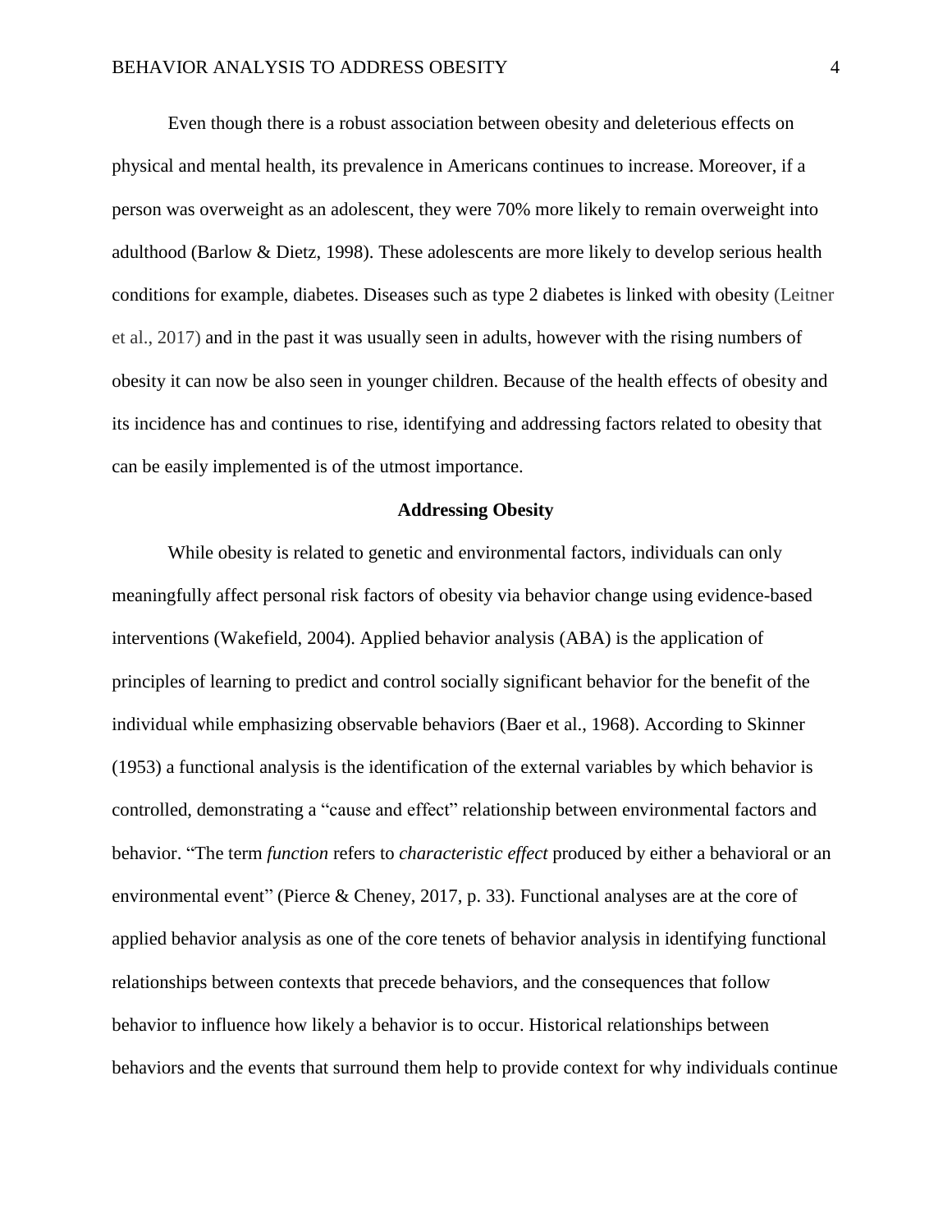Even though there is a robust association between obesity and deleterious effects on physical and mental health, its prevalence in Americans continues to increase. Moreover, if a person was overweight as an adolescent, they were 70% more likely to remain overweight into adulthood (Barlow & Dietz, 1998). These adolescents are more likely to develop serious health conditions for example, diabetes. Diseases such as type 2 diabetes is linked with obesity (Leitner et al., 2017) and in the past it was usually seen in adults, however with the rising numbers of obesity it can now be also seen in younger children. Because of the health effects of obesity and its incidence has and continues to rise, identifying and addressing factors related to obesity that can be easily implemented is of the utmost importance.

## Addressing Obesity

While obesity is related to genetic and environmental factors, individuals can only meaningfully affect personal risk factors of obesity via behavior change using evidence-based interventions (Wakefield, 2004). Applied behavior analysis (ABA) is the application of principles of learning to predict and control socially significant behavior for the benefit of the individual while emphasizing observable behaviors (Baer et al., 1968). According to Skinner (1953) a functional analysis is the identification of the external variables by which behavior is controlled, demonstrating a "cause and effect" relationship between environmental factors and behavior. "The term *function* refers to *characteristic effect* produced by either a behavioral or an environmental event" (Pierce & Cheney, 2017, p. 33). Functional analyses are at the core of applied behavior analysis as one of the core tenets of behavior analysis in identifying functional relationships between contexts that precede behaviors, and the consequences that follow behavior to influence how likely a behavior is to occur. Historical relationships between behaviors and the events that surround them help to provide context for why individuals continue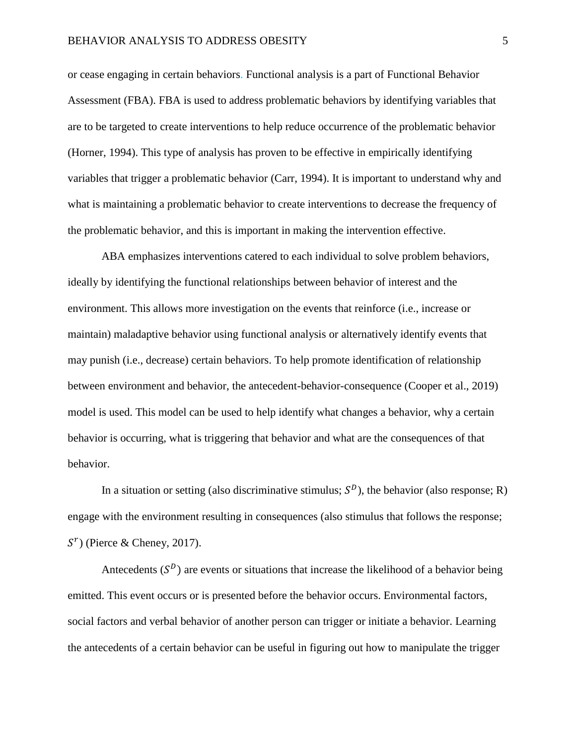or cease engaging in certain behaviors. Functional analysis is a part of Functional Behavior Assessment (FBA). FBA is used to address problematic behaviors by identifying variables that are to be targeted to create interventions to help reduce occurrence of the problematic behavior (Horner, 1994). This type of analysis has proven to be effective in empirically identifying variables that trigger a problematic behavior (Carr, 1994). It is important to understand why and what is maintaining a problematic behavior to create interventions to decrease the frequency of the problematic behavior, and this is important in making the intervention effective.

ABA emphasizes interventions catered to each individual to solve problem behaviors, ideally by identifying the functional relationships between behavior of interest and the environment. This allows more investigation on the events that reinforce (i.e., increase or maintain) maladaptive behavior using functional analysis or alternatively identify events that may punish (i.e., decrease) certain behaviors. To help promote identification of relationship between environment and behavior, the antecedent-behavior-consequence (Cooper et al., 2019) model is used. This model can be used to help identify what changes a behavior, why a certain behavior is occurring, what is triggering that behavior and what are the consequences of that behavior.

In a situation or setting (also discriminative stimulus; $S^D$), the behavior (also response; R) engage with the environment resulting in consequences (also stimulus that follows the response; $S^r$) (Pierce & Cheney, 2017).

Antecedents ($S^D$) are events or situations that increase the likelihood of a behavior being emitted. This event occurs or is presented before the behavior occurs. Environmental factors, social factors and verbal behavior of another person can trigger or initiate a behavior. Learning the antecedents of a certain behavior can be useful in figuring out how to manipulate the trigger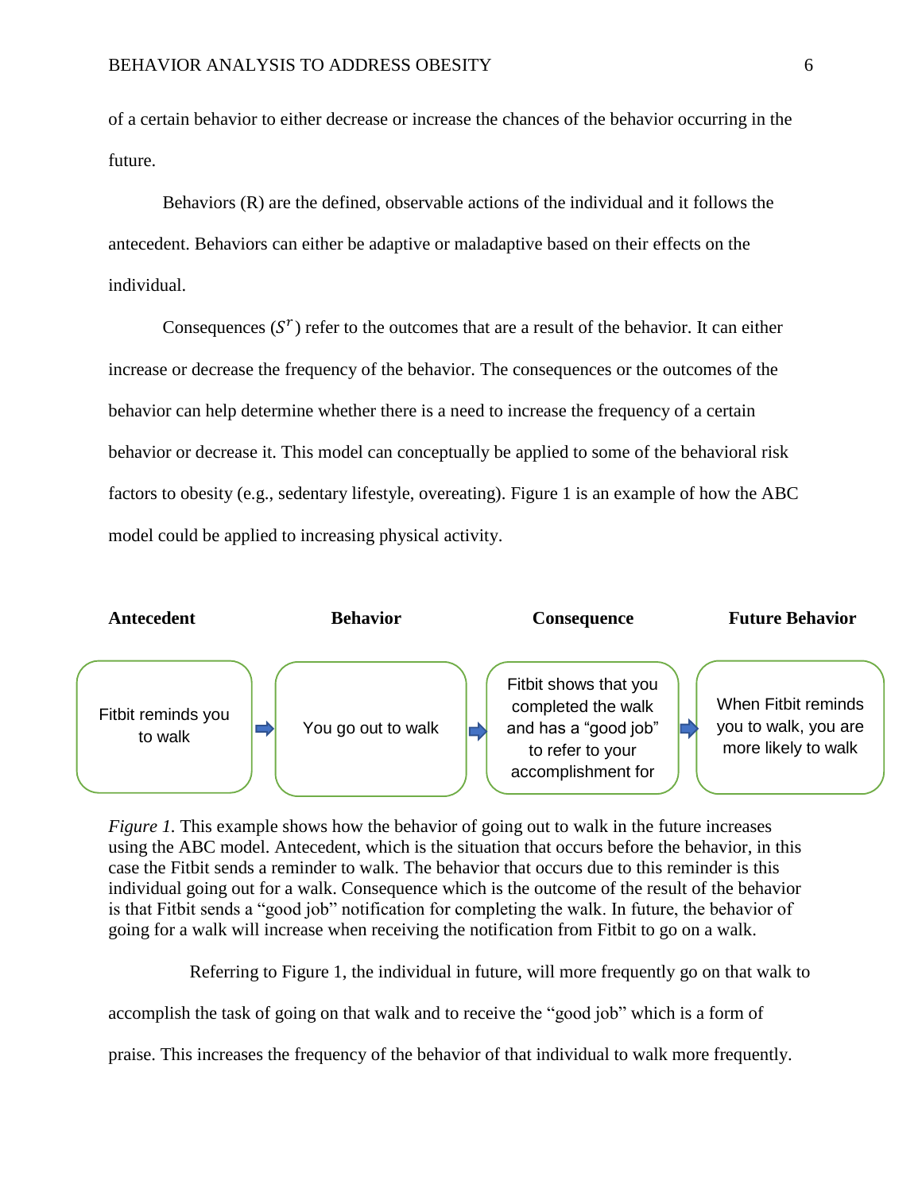of a certain behavior to either decrease or increase the chances of the behavior occurring in the future.

Behaviors (R) are the defined, observable actions of the individual and it follows the antecedent. Behaviors can either be adaptive or maladaptive based on their effects on the individual.

Consequences ($S^r$) refer to the outcomes that are a result of the behavior. It can either increase or decrease the frequency of the behavior. The consequences or the outcomes of the behavior can help determine whether there is a need to increase the frequency of a certain behavior or decrease it. This model can conceptually be applied to some of the behavioral risk factors to obesity (e.g., sedentary lifestyle, overeating). Figure 1 is an example of how the ABC model could be applied to increasing physical activity.

| **Antecedent** | **Behavior** | **Consequence** | **Future Behavior** |
|---|---|---|---|
| Fitbit reminds you to walk | You go out to walk | Fitbit shows that you completed the walk and has a "good job" to refer to your accomplishment for | When Fitbit reminds you to walk, you are more likely to walk |

*Figure 1.* This example shows how the behavior of going out to walk in the future increases using the ABC model. Antecedent, which is the situation that occurs before the behavior, in this case the Fitbit sends a reminder to walk. The behavior that occurs due to this reminder is this individual going out for a walk. Consequence which is the outcome of the result of the behavior is that Fitbit sends a "good job" notification for completing the walk. In future, the behavior of going for a walk will increase when receiving the notification from Fitbit to go on a walk.

Referring to Figure 1, the individual in future, will more frequently go on that walk to accomplish the task of going on that walk and to receive the "good job" which is a form of praise. This increases the frequency of the behavior of that individual to walk more frequently.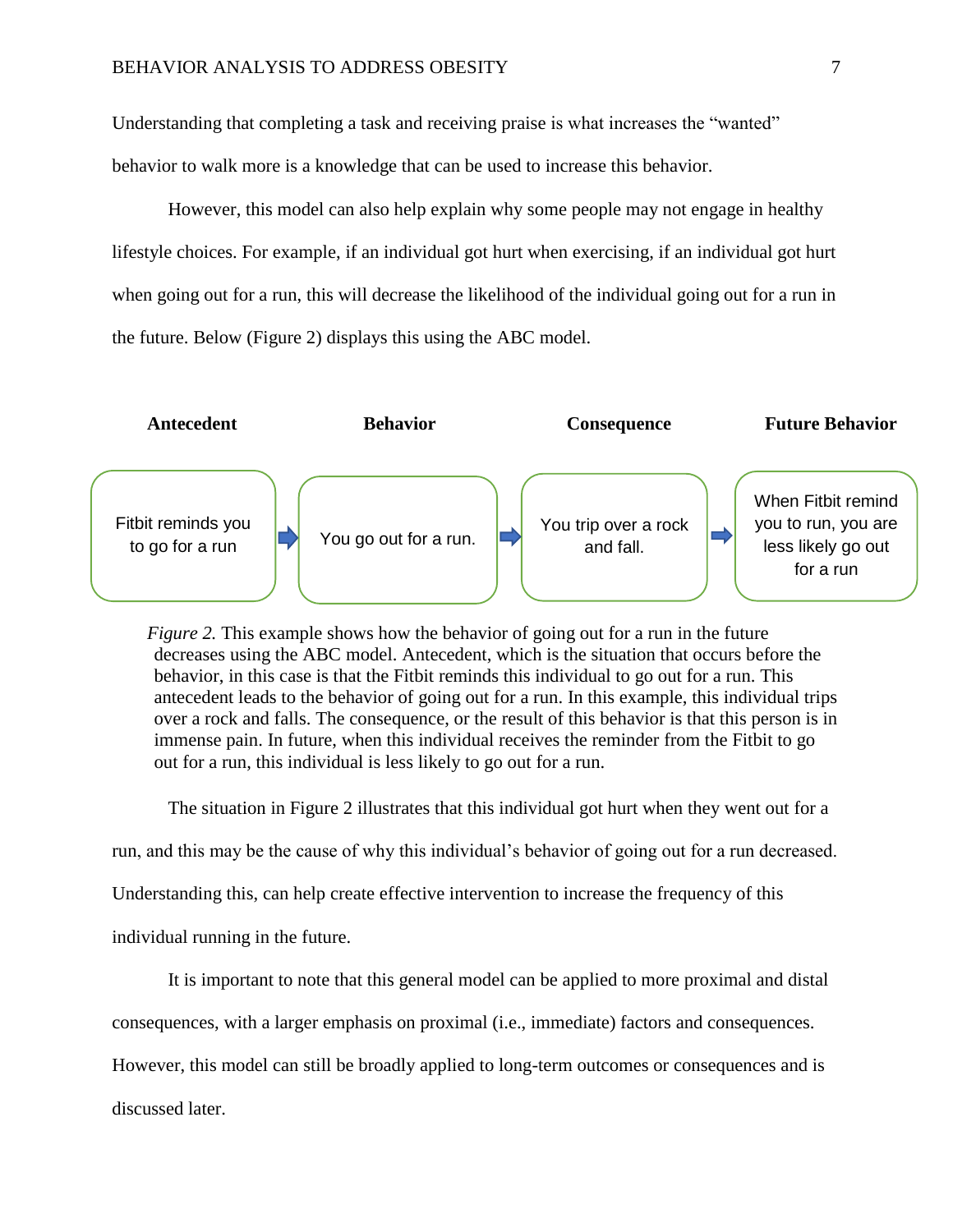Understanding that completing a task and receiving praise is what increases the "wanted" behavior to walk more is a knowledge that can be used to increase this behavior.

However, this model can also help explain why some people may not engage in healthy lifestyle choices. For example, if an individual got hurt when exercising, if an individual got hurt when going out for a run, this will decrease the likelihood of the individual going out for a run in the future. Below (Figure 2) displays this using the ABC model.

| Antecedent | Behavior | Consequence | Future Behavior |
| --- | --- | --- | --- |
| Fitbit reminds you to go for a run | You go out for a run. | You trip over a rock and fall. | When Fitbit remind you to run, you are less likely go out for a run |

*Figure 2.* This example shows how the behavior of going out for a run in the future decreases using the ABC model. Antecedent, which is the situation that occurs before the behavior, in this case is that the Fitbit reminds this individual to go out for a run. This antecedent leads to the behavior of going out for a run. In this example, this individual trips over a rock and falls. The consequence, or the result of this behavior is that this person is in immense pain. In future, when this individual receives the reminder from the Fitbit to go out for a run, this individual is less likely to go out for a run.

The situation in Figure 2 illustrates that this individual got hurt when they went out for a run, and this may be the cause of why this individual's behavior of going out for a run decreased. Understanding this, can help create effective intervention to increase the frequency of this individual running in the future.

It is important to note that this general model can be applied to more proximal and distal consequences, with a larger emphasis on proximal (i.e., immediate) factors and consequences. However, this model can still be broadly applied to long-term outcomes or consequences and is discussed later.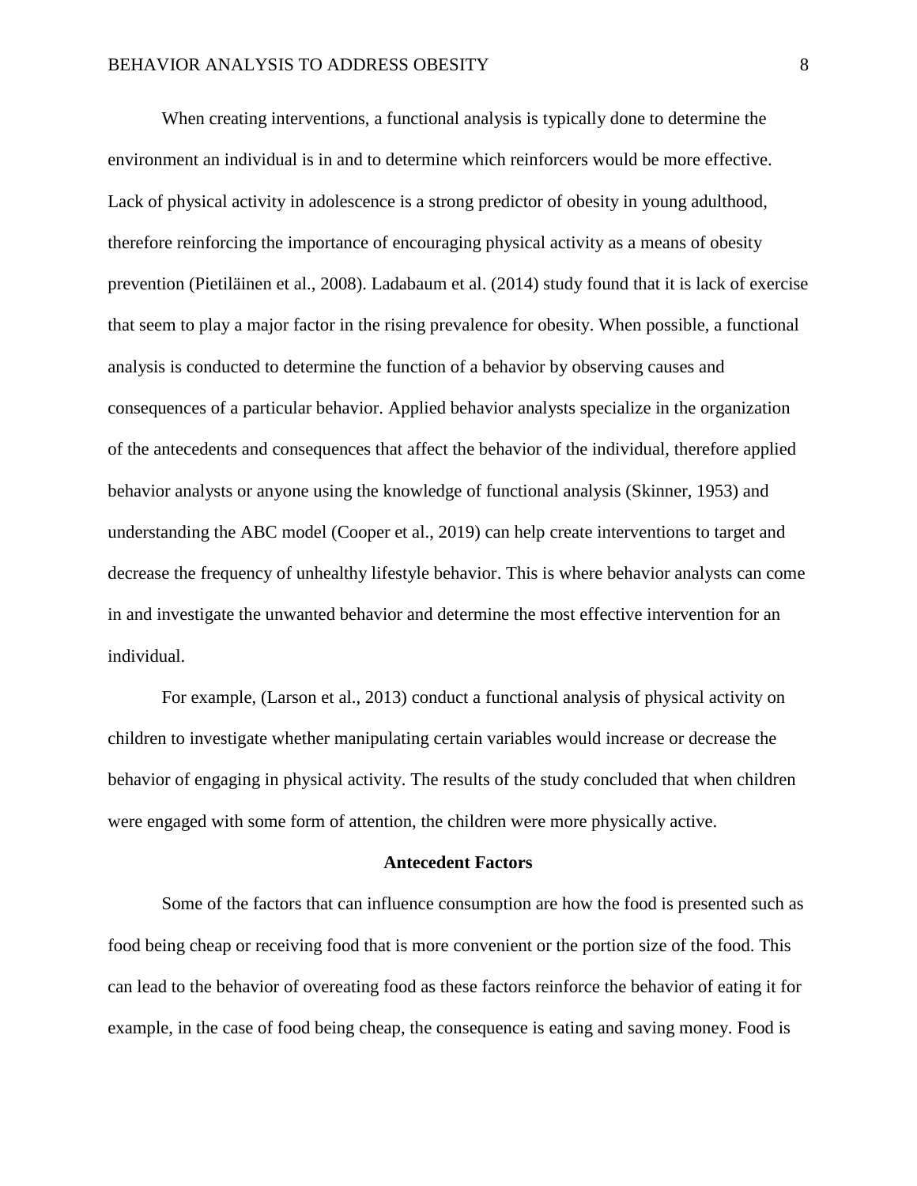When creating interventions, a functional analysis is typically done to determine the environment an individual is in and to determine which reinforcers would be more effective. Lack of physical activity in adolescence is a strong predictor of obesity in young adulthood, therefore reinforcing the importance of encouraging physical activity as a means of obesity prevention (Pietiläinen et al., 2008). Ladabaum et al. (2014) study found that it is lack of exercise that seem to play a major factor in the rising prevalence for obesity. When possible, a functional analysis is conducted to determine the function of a behavior by observing causes and consequences of a particular behavior. Applied behavior analysts specialize in the organization of the antecedents and consequences that affect the behavior of the individual, therefore applied behavior analysts or anyone using the knowledge of functional analysis (Skinner, 1953) and understanding the ABC model (Cooper et al., 2019) can help create interventions to target and decrease the frequency of unhealthy lifestyle behavior. This is where behavior analysts can come in and investigate the unwanted behavior and determine the most effective intervention for an individual.

For example, (Larson et al., 2013) conduct a functional analysis of physical activity on children to investigate whether manipulating certain variables would increase or decrease the behavior of engaging in physical activity. The results of the study concluded that when children were engaged with some form of attention, the children were more physically active.

## Antecedent Factors

Some of the factors that can influence consumption are how the food is presented such as food being cheap or receiving food that is more convenient or the portion size of the food. This can lead to the behavior of overeating food as these factors reinforce the behavior of eating it for example, in the case of food being cheap, the consequence is eating and saving money. Food is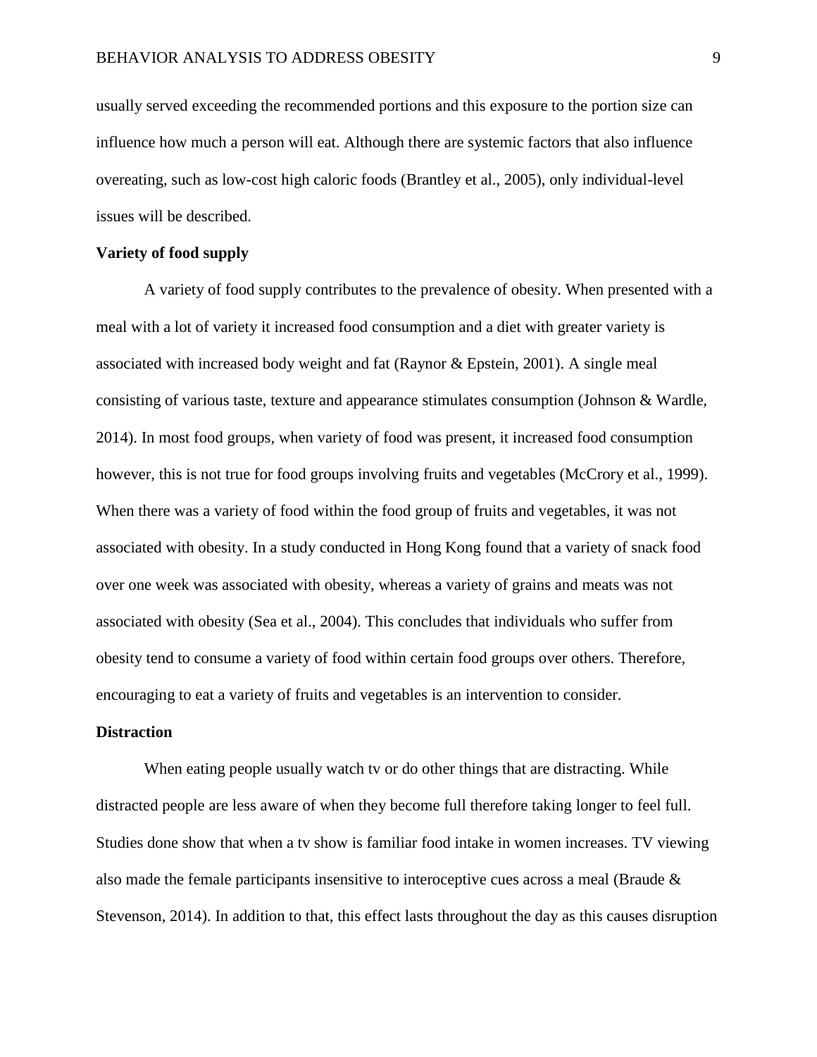usually served exceeding the recommended portions and this exposure to the portion size can influence how much a person will eat. Although there are systemic factors that also influence overeating, such as low-cost high caloric foods (Brantley et al., 2005), only individual-level issues will be described.

**Variety of food supply**

A variety of food supply contributes to the prevalence of obesity. When presented with a meal with a lot of variety it increased food consumption and a diet with greater variety is associated with increased body weight and fat (Raynor & Epstein, 2001). A single meal consisting of various taste, texture and appearance stimulates consumption (Johnson & Wardle, 2014). In most food groups, when variety of food was present, it increased food consumption however, this is not true for food groups involving fruits and vegetables (McCrory et al., 1999). When there was a variety of food within the food group of fruits and vegetables, it was not associated with obesity. In a study conducted in Hong Kong found that a variety of snack food over one week was associated with obesity, whereas a variety of grains and meats was not associated with obesity (Sea et al., 2004). This concludes that individuals who suffer from obesity tend to consume a variety of food within certain food groups over others. Therefore, encouraging to eat a variety of fruits and vegetables is an intervention to consider.

**Distraction**

When eating people usually watch tv or do other things that are distracting. While distracted people are less aware of when they become full therefore taking longer to feel full. Studies done show that when a tv show is familiar food intake in women increases. TV viewing also made the female participants insensitive to interoceptive cues across a meal (Braude & Stevenson, 2014). In addition to that, this effect lasts throughout the day as this causes disruption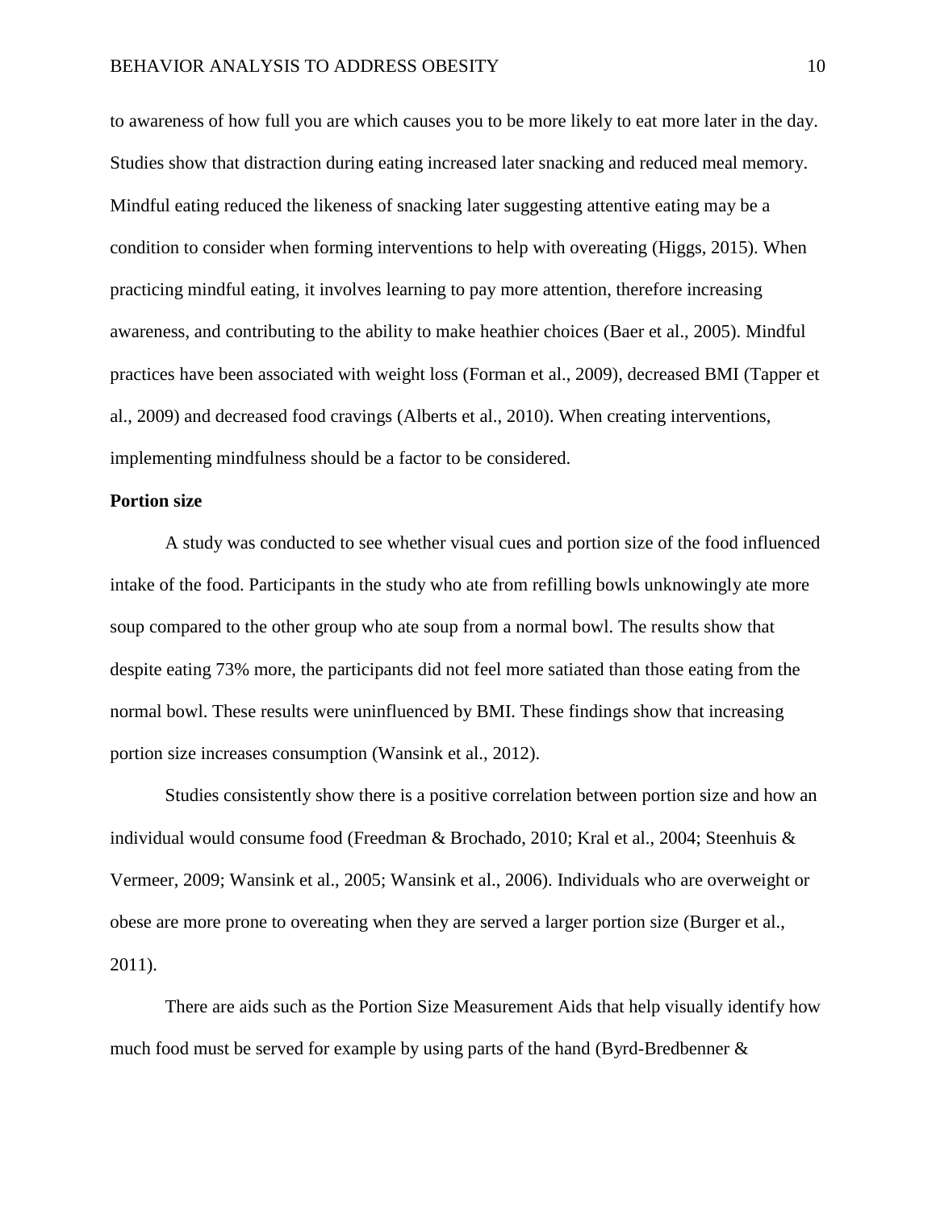to awareness of how full you are which causes you to be more likely to eat more later in the day. Studies show that distraction during eating increased later snacking and reduced meal memory. Mindful eating reduced the likeness of snacking later suggesting attentive eating may be a condition to consider when forming interventions to help with overeating (Higgs, 2015). When practicing mindful eating, it involves learning to pay more attention, therefore increasing awareness, and contributing to the ability to make heathier choices (Baer et al., 2005). Mindful practices have been associated with weight loss (Forman et al., 2009), decreased BMI (Tapper et al., 2009) and decreased food cravings (Alberts et al., 2010). When creating interventions, implementing mindfulness should be a factor to be considered.

**Portion size**

A study was conducted to see whether visual cues and portion size of the food influenced intake of the food. Participants in the study who ate from refilling bowls unknowingly ate more soup compared to the other group who ate soup from a normal bowl. The results show that despite eating 73% more, the participants did not feel more satiated than those eating from the normal bowl. These results were uninfluenced by BMI. These findings show that increasing portion size increases consumption (Wansink et al., 2012).

Studies consistently show there is a positive correlation between portion size and how an individual would consume food (Freedman & Brochado, 2010; Kral et al., 2004; Steenhuis & Vermeer, 2009; Wansink et al., 2005; Wansink et al., 2006). Individuals who are overweight or obese are more prone to overeating when they are served a larger portion size (Burger et al., 2011).

There are aids such as the Portion Size Measurement Aids that help visually identify how much food must be served for example by using parts of the hand (Byrd-Bredbenner &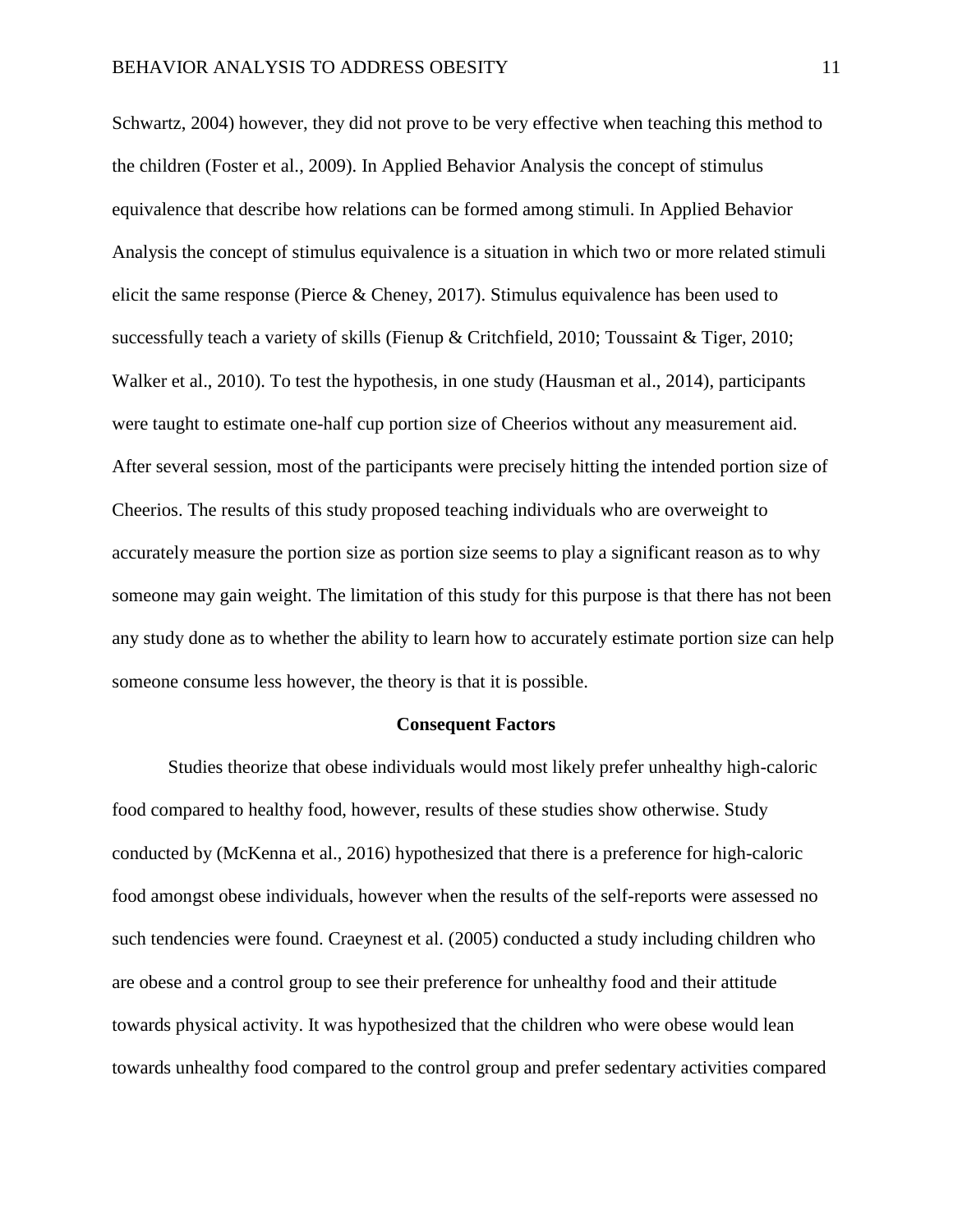Schwartz, 2004) however, they did not prove to be very effective when teaching this method to the children (Foster et al., 2009). In Applied Behavior Analysis the concept of stimulus equivalence that describe how relations can be formed among stimuli. In Applied Behavior Analysis the concept of stimulus equivalence is a situation in which two or more related stimuli elicit the same response (Pierce & Cheney, 2017). Stimulus equivalence has been used to successfully teach a variety of skills (Fienup & Critchfield, 2010; Toussaint & Tiger, 2010; Walker et al., 2010). To test the hypothesis, in one study (Hausman et al., 2014), participants were taught to estimate one-half cup portion size of Cheerios without any measurement aid. After several session, most of the participants were precisely hitting the intended portion size of Cheerios. The results of this study proposed teaching individuals who are overweight to accurately measure the portion size as portion size seems to play a significant reason as to why someone may gain weight. The limitation of this study for this purpose is that there has not been any study done as to whether the ability to learn how to accurately estimate portion size can help someone consume less however, the theory is that it is possible.

**Consequent Factors**

Studies theorize that obese individuals would most likely prefer unhealthy high-caloric food compared to healthy food, however, results of these studies show otherwise. Study conducted by (McKenna et al., 2016) hypothesized that there is a preference for high-caloric food amongst obese individuals, however when the results of the self-reports were assessed no such tendencies were found. Craeynest et al. (2005) conducted a study including children who are obese and a control group to see their preference for unhealthy food and their attitude towards physical activity. It was hypothesized that the children who were obese would lean towards unhealthy food compared to the control group and prefer sedentary activities compared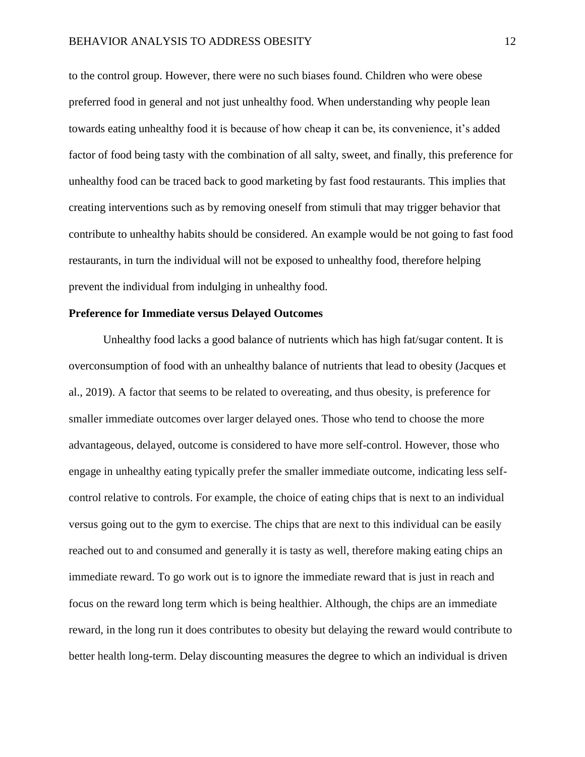to the control group. However, there were no such biases found. Children who were obese preferred food in general and not just unhealthy food. When understanding why people lean towards eating unhealthy food it is because of how cheap it can be, its convenience, it's added factor of food being tasty with the combination of all salty, sweet, and finally, this preference for unhealthy food can be traced back to good marketing by fast food restaurants. This implies that creating interventions such as by removing oneself from stimuli that may trigger behavior that contribute to unhealthy habits should be considered. An example would be not going to fast food restaurants, in turn the individual will not be exposed to unhealthy food, therefore helping prevent the individual from indulging in unhealthy food.

**Preference for Immediate versus Delayed Outcomes**

Unhealthy food lacks a good balance of nutrients which has high fat/sugar content. It is overconsumption of food with an unhealthy balance of nutrients that lead to obesity (Jacques et al., 2019). A factor that seems to be related to overeating, and thus obesity, is preference for smaller immediate outcomes over larger delayed ones. Those who tend to choose the more advantageous, delayed, outcome is considered to have more self-control. However, those who engage in unhealthy eating typically prefer the smaller immediate outcome, indicating less self-control relative to controls. For example, the choice of eating chips that is next to an individual versus going out to the gym to exercise. The chips that are next to this individual can be easily reached out to and consumed and generally it is tasty as well, therefore making eating chips an immediate reward. To go work out is to ignore the immediate reward that is just in reach and focus on the reward long term which is being healthier. Although, the chips are an immediate reward, in the long run it does contributes to obesity but delaying the reward would contribute to better health long-term. Delay discounting measures the degree to which an individual is driven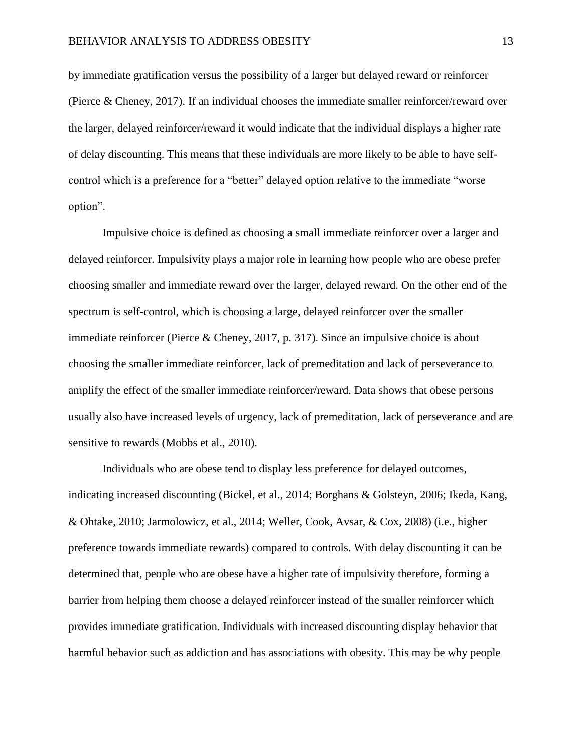by immediate gratification versus the possibility of a larger but delayed reward or reinforcer (Pierce & Cheney, 2017). If an individual chooses the immediate smaller reinforcer/reward over the larger, delayed reinforcer/reward it would indicate that the individual displays a higher rate of delay discounting. This means that these individuals are more likely to be able to have self-control which is a preference for a "better" delayed option relative to the immediate "worse option".

Impulsive choice is defined as choosing a small immediate reinforcer over a larger and delayed reinforcer. Impulsivity plays a major role in learning how people who are obese prefer choosing smaller and immediate reward over the larger, delayed reward. On the other end of the spectrum is self-control, which is choosing a large, delayed reinforcer over the smaller immediate reinforcer (Pierce & Cheney, 2017, p. 317). Since an impulsive choice is about choosing the smaller immediate reinforcer, lack of premeditation and lack of perseverance to amplify the effect of the smaller immediate reinforcer/reward. Data shows that obese persons usually also have increased levels of urgency, lack of premeditation, lack of perseverance and are sensitive to rewards (Mobbs et al., 2010).

Individuals who are obese tend to display less preference for delayed outcomes, indicating increased discounting (Bickel, et al., 2014; Borghans & Golsteyn, 2006; Ikeda, Kang, & Ohtake, 2010; Jarmolowicz, et al., 2014; Weller, Cook, Avsar, & Cox, 2008) (i.e., higher preference towards immediate rewards) compared to controls. With delay discounting it can be determined that, people who are obese have a higher rate of impulsivity therefore, forming a barrier from helping them choose a delayed reinforcer instead of the smaller reinforcer which provides immediate gratification. Individuals with increased discounting display behavior that harmful behavior such as addiction and has associations with obesity. This may be why people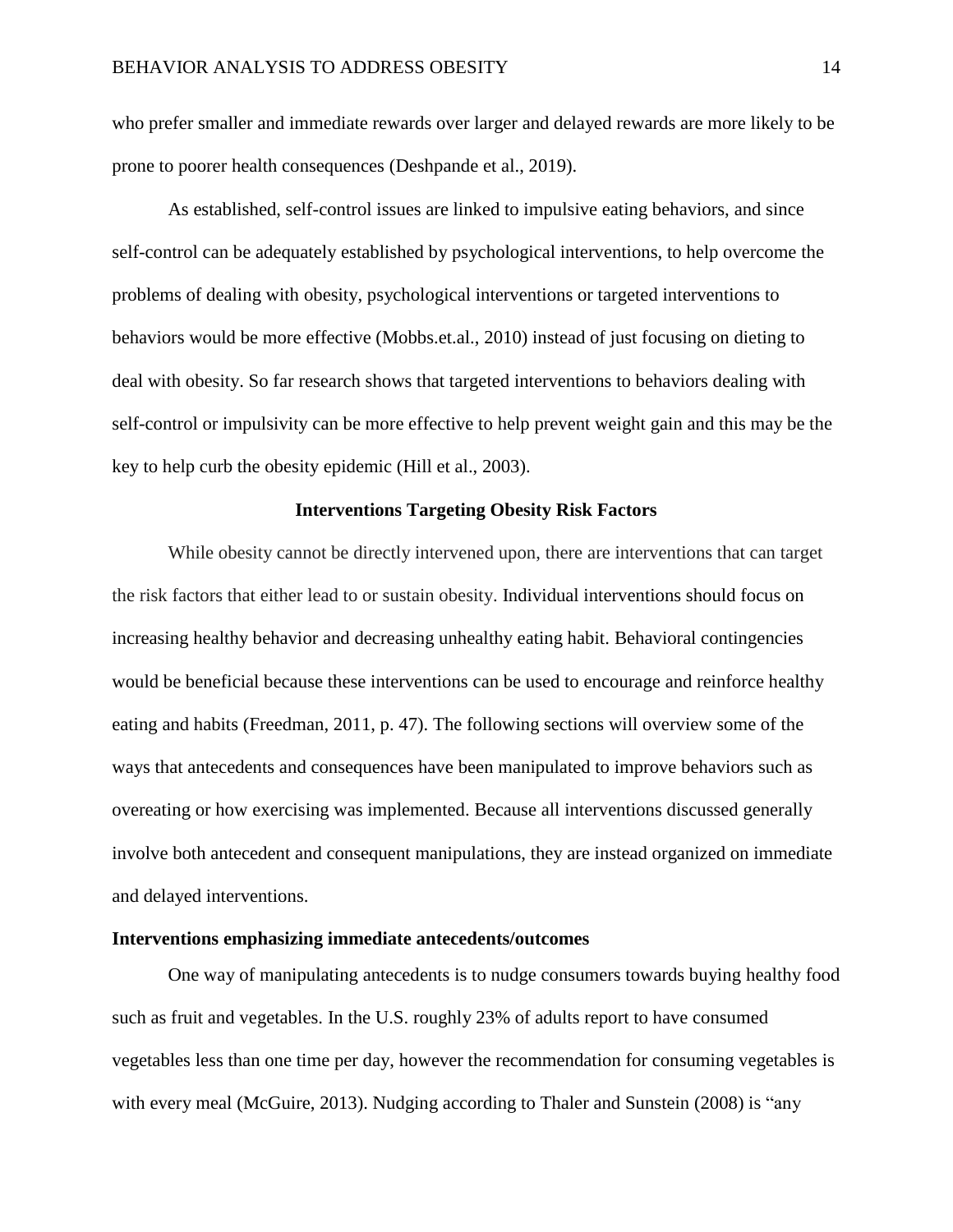who prefer smaller and immediate rewards over larger and delayed rewards are more likely to be prone to poorer health consequences (Deshpande et al., 2019).

As established, self-control issues are linked to impulsive eating behaviors, and since self-control can be adequately established by psychological interventions, to help overcome the problems of dealing with obesity, psychological interventions or targeted interventions to behaviors would be more effective (Mobbs.et.al., 2010) instead of just focusing on dieting to deal with obesity. So far research shows that targeted interventions to behaviors dealing with self-control or impulsivity can be more effective to help prevent weight gain and this may be the key to help curb the obesity epidemic (Hill et al., 2003).

## Interventions Targeting Obesity Risk Factors

While obesity cannot be directly intervened upon, there are interventions that can target the risk factors that either lead to or sustain obesity. Individual interventions should focus on increasing healthy behavior and decreasing unhealthy eating habit. Behavioral contingencies would be beneficial because these interventions can be used to encourage and reinforce healthy eating and habits (Freedman, 2011, p. 47). The following sections will overview some of the ways that antecedents and consequences have been manipulated to improve behaviors such as overeating or how exercising was implemented. Because all interventions discussed generally involve both antecedent and consequent manipulations, they are instead organized on immediate and delayed interventions.

### Interventions emphasizing immediate antecedents/outcomes

One way of manipulating antecedents is to nudge consumers towards buying healthy food such as fruit and vegetables. In the U.S. roughly 23% of adults report to have consumed vegetables less than one time per day, however the recommendation for consuming vegetables is with every meal (McGuire, 2013). Nudging according to Thaler and Sunstein (2008) is “any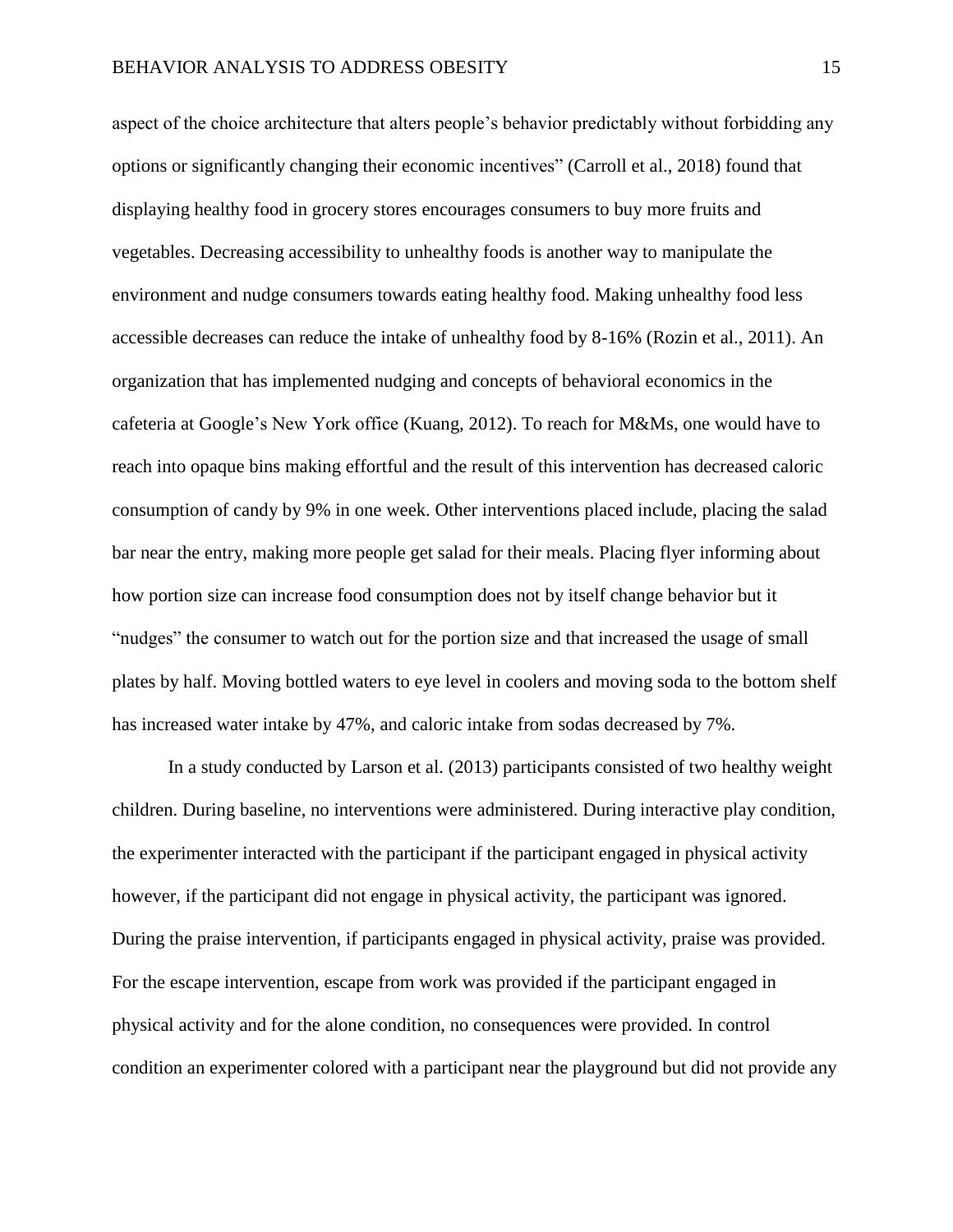aspect of the choice architecture that alters people's behavior predictably without forbidding any options or significantly changing their economic incentives" (Carroll et al., 2018) found that displaying healthy food in grocery stores encourages consumers to buy more fruits and vegetables. Decreasing accessibility to unhealthy foods is another way to manipulate the environment and nudge consumers towards eating healthy food. Making unhealthy food less accessible decreases can reduce the intake of unhealthy food by 8-16% (Rozin et al., 2011). An organization that has implemented nudging and concepts of behavioral economics in the cafeteria at Google's New York office (Kuang, 2012). To reach for M&Ms, one would have to reach into opaque bins making effortful and the result of this intervention has decreased caloric consumption of candy by 9% in one week. Other interventions placed include, placing the salad bar near the entry, making more people get salad for their meals. Placing flyer informing about how portion size can increase food consumption does not by itself change behavior but it "nudges" the consumer to watch out for the portion size and that increased the usage of small plates by half. Moving bottled waters to eye level in coolers and moving soda to the bottom shelf has increased water intake by 47%, and caloric intake from sodas decreased by 7%.

In a study conducted by Larson et al. (2013) participants consisted of two healthy weight children. During baseline, no interventions were administered. During interactive play condition, the experimenter interacted with the participant if the participant engaged in physical activity however, if the participant did not engage in physical activity, the participant was ignored. During the praise intervention, if participants engaged in physical activity, praise was provided. For the escape intervention, escape from work was provided if the participant engaged in physical activity and for the alone condition, no consequences were provided. In control condition an experimenter colored with a participant near the playground but did not provide any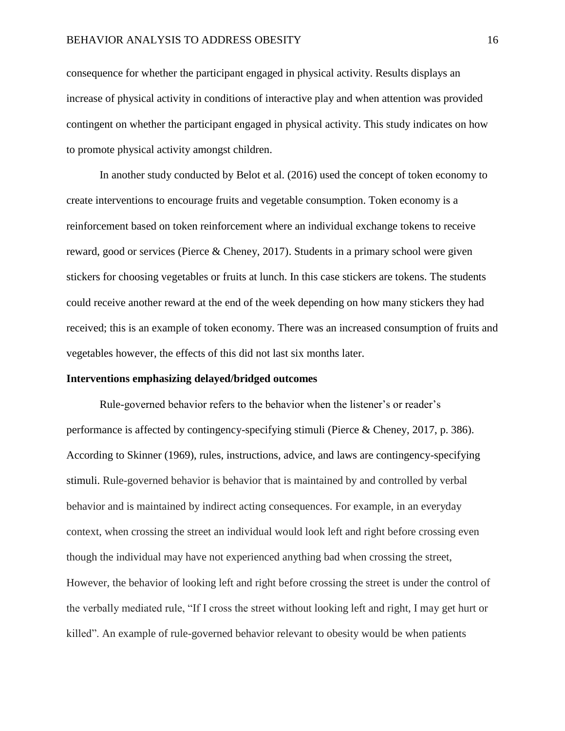consequence for whether the participant engaged in physical activity. Results displays an increase of physical activity in conditions of interactive play and when attention was provided contingent on whether the participant engaged in physical activity. This study indicates on how to promote physical activity amongst children.

In another study conducted by Belot et al. (2016) used the concept of token economy to create interventions to encourage fruits and vegetable consumption. Token economy is a reinforcement based on token reinforcement where an individual exchange tokens to receive reward, good or services (Pierce & Cheney, 2017). Students in a primary school were given stickers for choosing vegetables or fruits at lunch. In this case stickers are tokens. The students could receive another reward at the end of the week depending on how many stickers they had received; this is an example of token economy. There was an increased consumption of fruits and vegetables however, the effects of this did not last six months later.

**Interventions emphasizing delayed/bridged outcomes**

Rule-governed behavior refers to the behavior when the listener's or reader's performance is affected by contingency-specifying stimuli (Pierce & Cheney, 2017, p. 386). According to Skinner (1969), rules, instructions, advice, and laws are contingency-specifying stimuli. Rule-governed behavior is behavior that is maintained by and controlled by verbal behavior and is maintained by indirect acting consequences. For example, in an everyday context, when crossing the street an individual would look left and right before crossing even though the individual may have not experienced anything bad when crossing the street, However, the behavior of looking left and right before crossing the street is under the control of the verbally mediated rule, "If I cross the street without looking left and right, I may get hurt or killed". An example of rule-governed behavior relevant to obesity would be when patients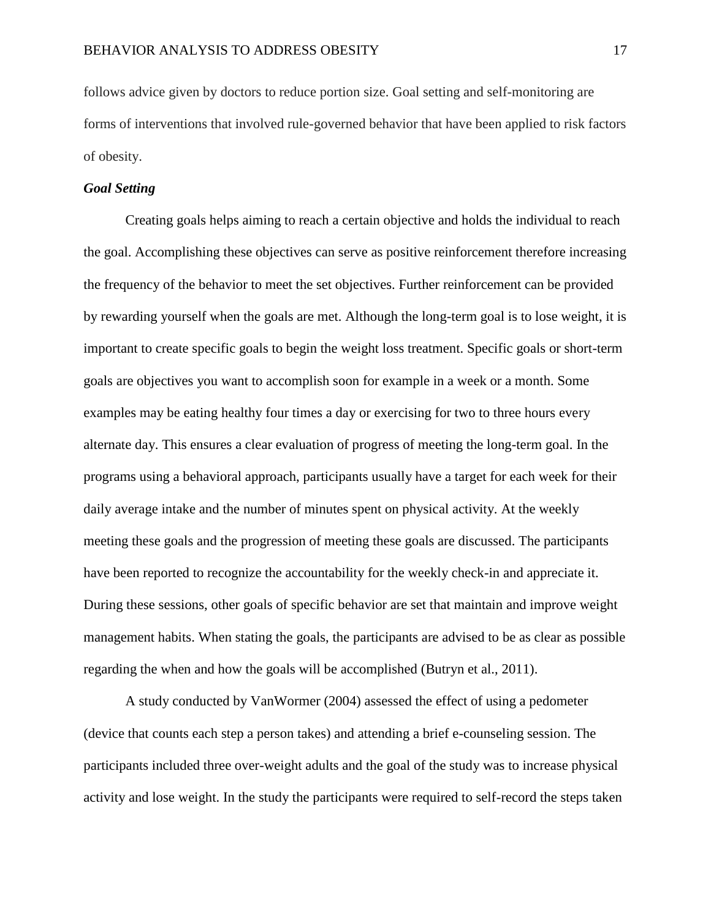follows advice given by doctors to reduce portion size. Goal setting and self-monitoring are forms of interventions that involved rule-governed behavior that have been applied to risk factors of obesity.

### *Goal Setting*

Creating goals helps aiming to reach a certain objective and holds the individual to reach the goal. Accomplishing these objectives can serve as positive reinforcement therefore increasing the frequency of the behavior to meet the set objectives. Further reinforcement can be provided by rewarding yourself when the goals are met. Although the long-term goal is to lose weight, it is important to create specific goals to begin the weight loss treatment. Specific goals or short-term goals are objectives you want to accomplish soon for example in a week or a month. Some examples may be eating healthy four times a day or exercising for two to three hours every alternate day. This ensures a clear evaluation of progress of meeting the long-term goal. In the programs using a behavioral approach, participants usually have a target for each week for their daily average intake and the number of minutes spent on physical activity. At the weekly meeting these goals and the progression of meeting these goals are discussed. The participants have been reported to recognize the accountability for the weekly check-in and appreciate it. During these sessions, other goals of specific behavior are set that maintain and improve weight management habits. When stating the goals, the participants are advised to be as clear as possible regarding the when and how the goals will be accomplished (Butryn et al., 2011).

A study conducted by VanWormer (2004) assessed the effect of using a pedometer (device that counts each step a person takes) and attending a brief e-counseling session. The participants included three over-weight adults and the goal of the study was to increase physical activity and lose weight. In the study the participants were required to self-record the steps taken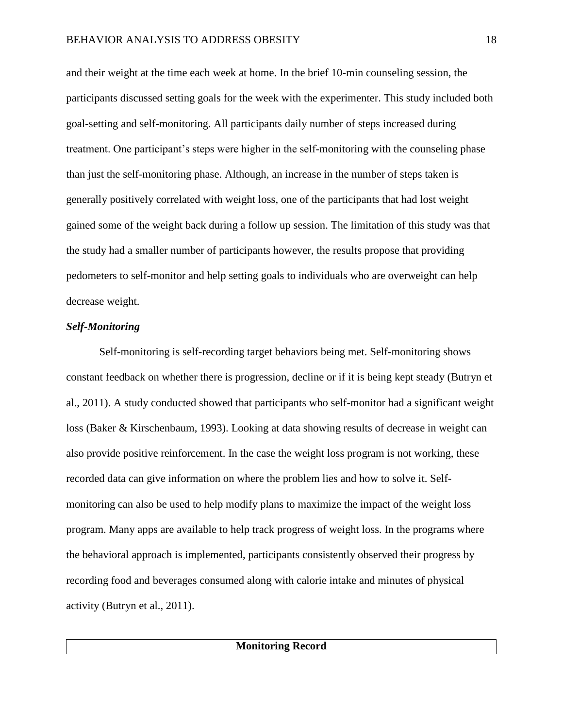and their weight at the time each week at home. In the brief 10-min counseling session, the participants discussed setting goals for the week with the experimenter. This study included both goal-setting and self-monitoring. All participants daily number of steps increased during treatment. One participant's steps were higher in the self-monitoring with the counseling phase than just the self-monitoring phase. Although, an increase in the number of steps taken is generally positively correlated with weight loss, one of the participants that had lost weight gained some of the weight back during a follow up session. The limitation of this study was that the study had a smaller number of participants however, the results propose that providing pedometers to self-monitor and help setting goals to individuals who are overweight can help decrease weight.

### ***Self-Monitoring***

Self-monitoring is self-recording target behaviors being met. Self-monitoring shows constant feedback on whether there is progression, decline or if it is being kept steady (Butryn et al., 2011). A study conducted showed that participants who self-monitor had a significant weight loss (Baker & Kirschenbaum, 1993). Looking at data showing results of decrease in weight can also provide positive reinforcement. In the case the weight loss program is not working, these recorded data can give information on where the problem lies and how to solve it. Self-monitoring can also be used to help modify plans to maximize the impact of the weight loss program. Many apps are available to help track progress of weight loss. In the programs where the behavioral approach is implemented, participants consistently observed their progress by recording food and beverages consumed along with calorie intake and minutes of physical activity (Butryn et al., 2011).

| **Monitoring Record** |
| --- |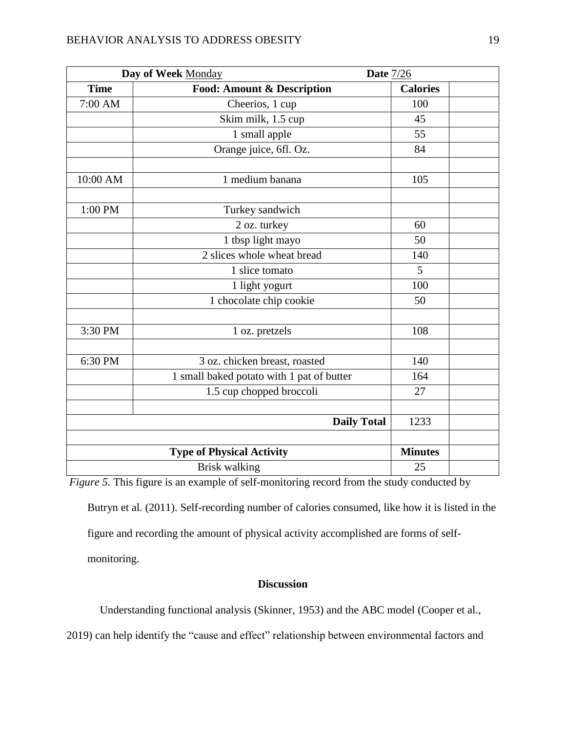| Day of Week Monday | | Date 7/26 | |
|---|---|---|---|
| **Time** | **Food: Amount & Description** | **Calories** | |
| 7:00 AM | Cheerios, 1 cup | 100 | |
| | Skim milk, 1.5 cup | 45 | |
| | 1 small apple | 55 | |
| | Orange juice, 6fl. Oz. | 84 | |
| | | | |
| 10:00 AM | 1 medium banana | 105 | |
| | | | |
| 1:00 PM | Turkey sandwich | | |
| | 2 oz. turkey | 60 | |
| | 1 tbsp light mayo | 50 | |
| | 2 slices whole wheat bread | 140 | |
| | 1 slice tomato | 5 | |
| | 1 light yogurt | 100 | |
| | 1 chocolate chip cookie | 50 | |
| | | | |
| 3:30 PM | 1 oz. pretzels | 108 | |
| | | | |
| 6:30 PM | 3 oz. chicken breast, roasted | 140 | |
| | 1 small baked potato with 1 pat of butter | 164 | |
| | 1.5 cup chopped broccoli | 27 | |
| | | | |
| | **Daily Total** | 1233 | |
| | | | |
| **Type of Physical Activity** | | **Minutes** | |
| Brisk walking | | 25 | |

*Figure 5.* This figure is an example of self-monitoring record from the study conducted by Butryn et al. (2011). Self-recording number of calories consumed, like how it is listed in the figure and recording the amount of physical activity accomplished are forms of self-monitoring.

## Discussion

Understanding functional analysis (Skinner, 1953) and the ABC model (Cooper et al., 2019) can help identify the "cause and effect" relationship between environmental factors and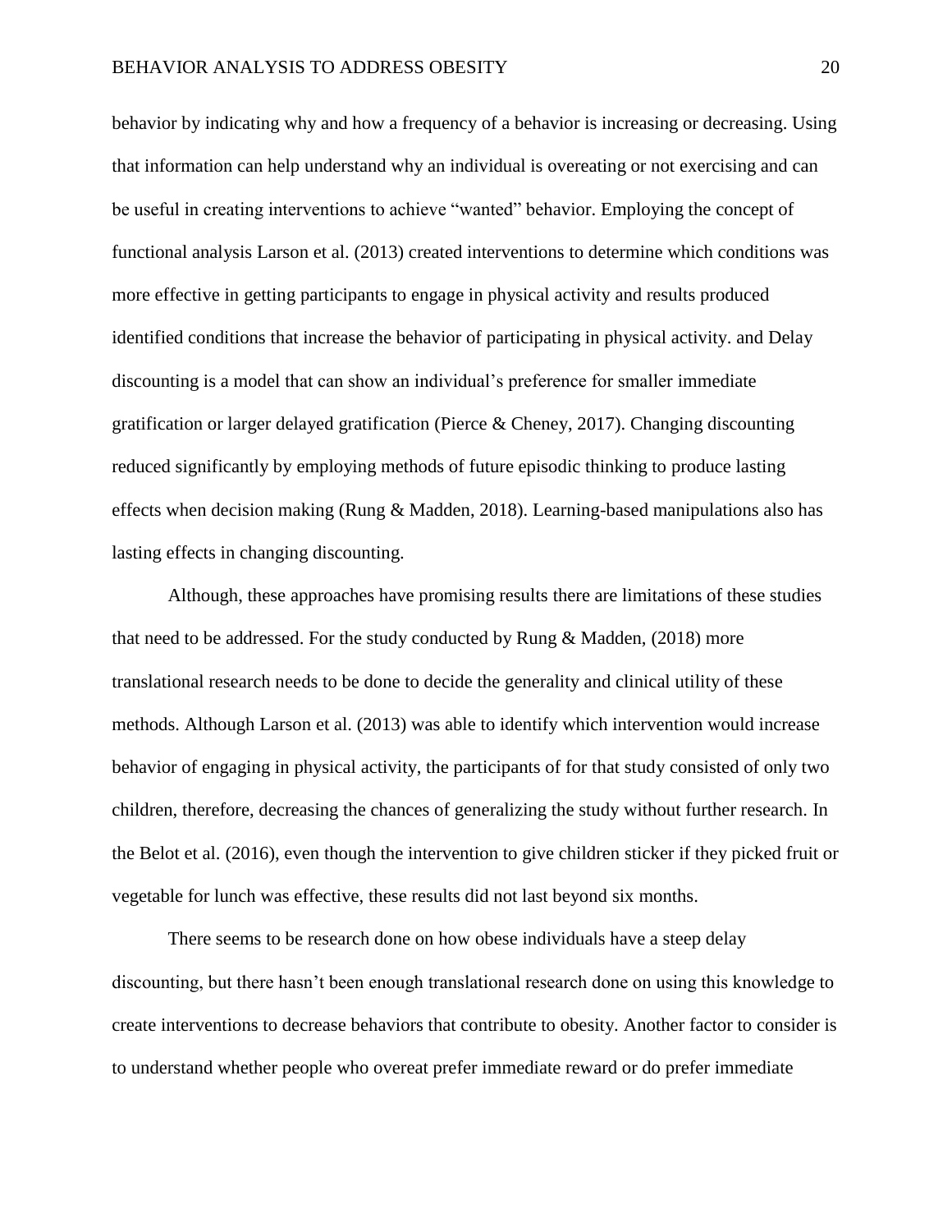behavior by indicating why and how a frequency of a behavior is increasing or decreasing. Using that information can help understand why an individual is overeating or not exercising and can be useful in creating interventions to achieve "wanted" behavior. Employing the concept of functional analysis Larson et al. (2013) created interventions to determine which conditions was more effective in getting participants to engage in physical activity and results produced identified conditions that increase the behavior of participating in physical activity. and Delay discounting is a model that can show an individual's preference for smaller immediate gratification or larger delayed gratification (Pierce & Cheney, 2017). Changing discounting reduced significantly by employing methods of future episodic thinking to produce lasting effects when decision making (Rung & Madden, 2018). Learning-based manipulations also has lasting effects in changing discounting.

Although, these approaches have promising results there are limitations of these studies that need to be addressed. For the study conducted by Rung & Madden, (2018) more translational research needs to be done to decide the generality and clinical utility of these methods. Although Larson et al. (2013) was able to identify which intervention would increase behavior of engaging in physical activity, the participants of for that study consisted of only two children, therefore, decreasing the chances of generalizing the study without further research. In the Belot et al. (2016), even though the intervention to give children sticker if they picked fruit or vegetable for lunch was effective, these results did not last beyond six months.

There seems to be research done on how obese individuals have a steep delay discounting, but there hasn't been enough translational research done on using this knowledge to create interventions to decrease behaviors that contribute to obesity. Another factor to consider is to understand whether people who overeat prefer immediate reward or do prefer immediate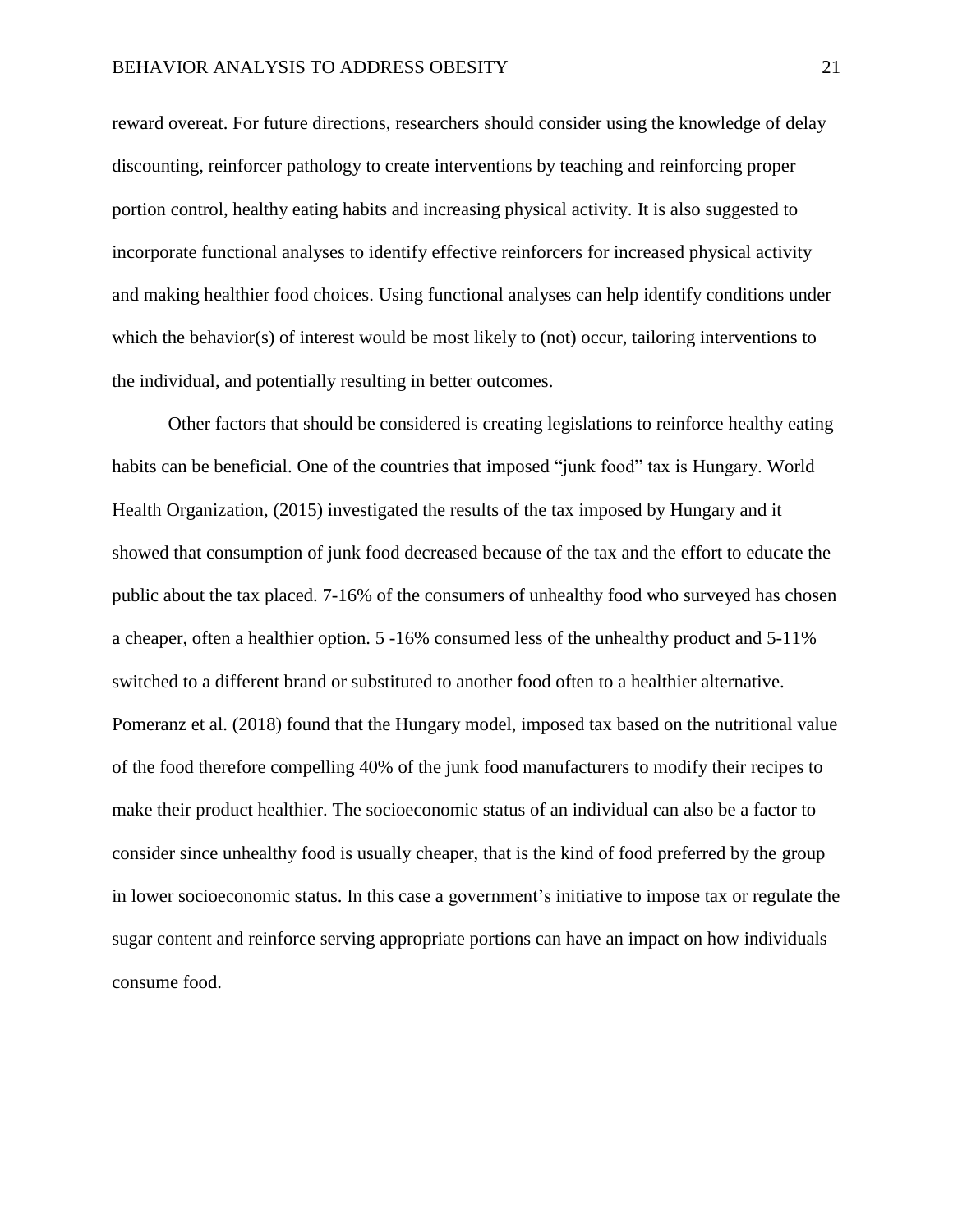reward overeat. For future directions, researchers should consider using the knowledge of delay discounting, reinforcer pathology to create interventions by teaching and reinforcing proper portion control, healthy eating habits and increasing physical activity. It is also suggested to incorporate functional analyses to identify effective reinforcers for increased physical activity and making healthier food choices. Using functional analyses can help identify conditions under which the behavior(s) of interest would be most likely to (not) occur, tailoring interventions to the individual, and potentially resulting in better outcomes.

Other factors that should be considered is creating legislations to reinforce healthy eating habits can be beneficial. One of the countries that imposed "junk food" tax is Hungary. World Health Organization, (2015) investigated the results of the tax imposed by Hungary and it showed that consumption of junk food decreased because of the tax and the effort to educate the public about the tax placed. 7-16% of the consumers of unhealthy food who surveyed has chosen a cheaper, often a healthier option. 5 -16% consumed less of the unhealthy product and 5-11% switched to a different brand or substituted to another food often to a healthier alternative. Pomeranz et al. (2018) found that the Hungary model, imposed tax based on the nutritional value of the food therefore compelling 40% of the junk food manufacturers to modify their recipes to make their product healthier. The socioeconomic status of an individual can also be a factor to consider since unhealthy food is usually cheaper, that is the kind of food preferred by the group in lower socioeconomic status. In this case a government's initiative to impose tax or regulate the sugar content and reinforce serving appropriate portions can have an impact on how individuals consume food.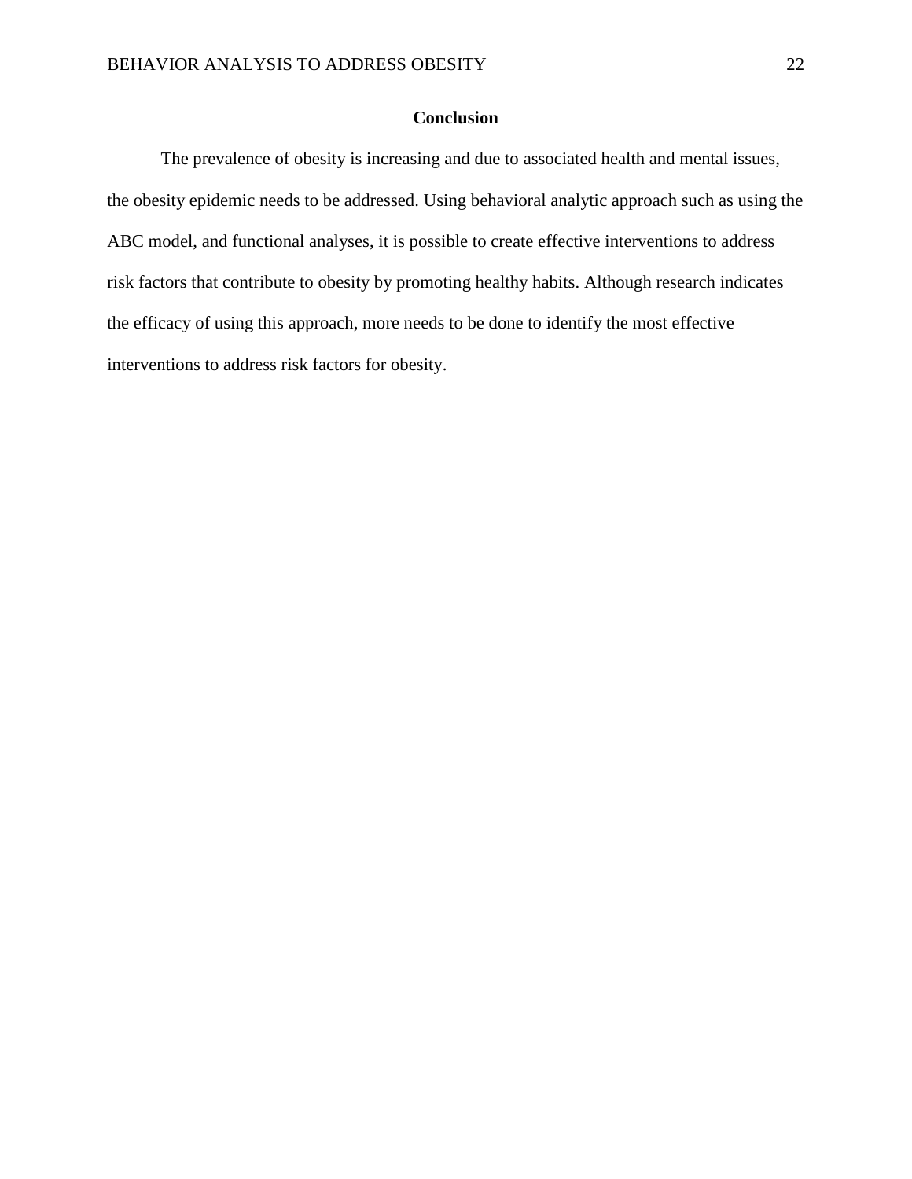## Conclusion

The prevalence of obesity is increasing and due to associated health and mental issues, the obesity epidemic needs to be addressed. Using behavioral analytic approach such as using the ABC model, and functional analyses, it is possible to create effective interventions to address risk factors that contribute to obesity by promoting healthy habits. Although research indicates the efficacy of using this approach, more needs to be done to identify the most effective interventions to address risk factors for obesity.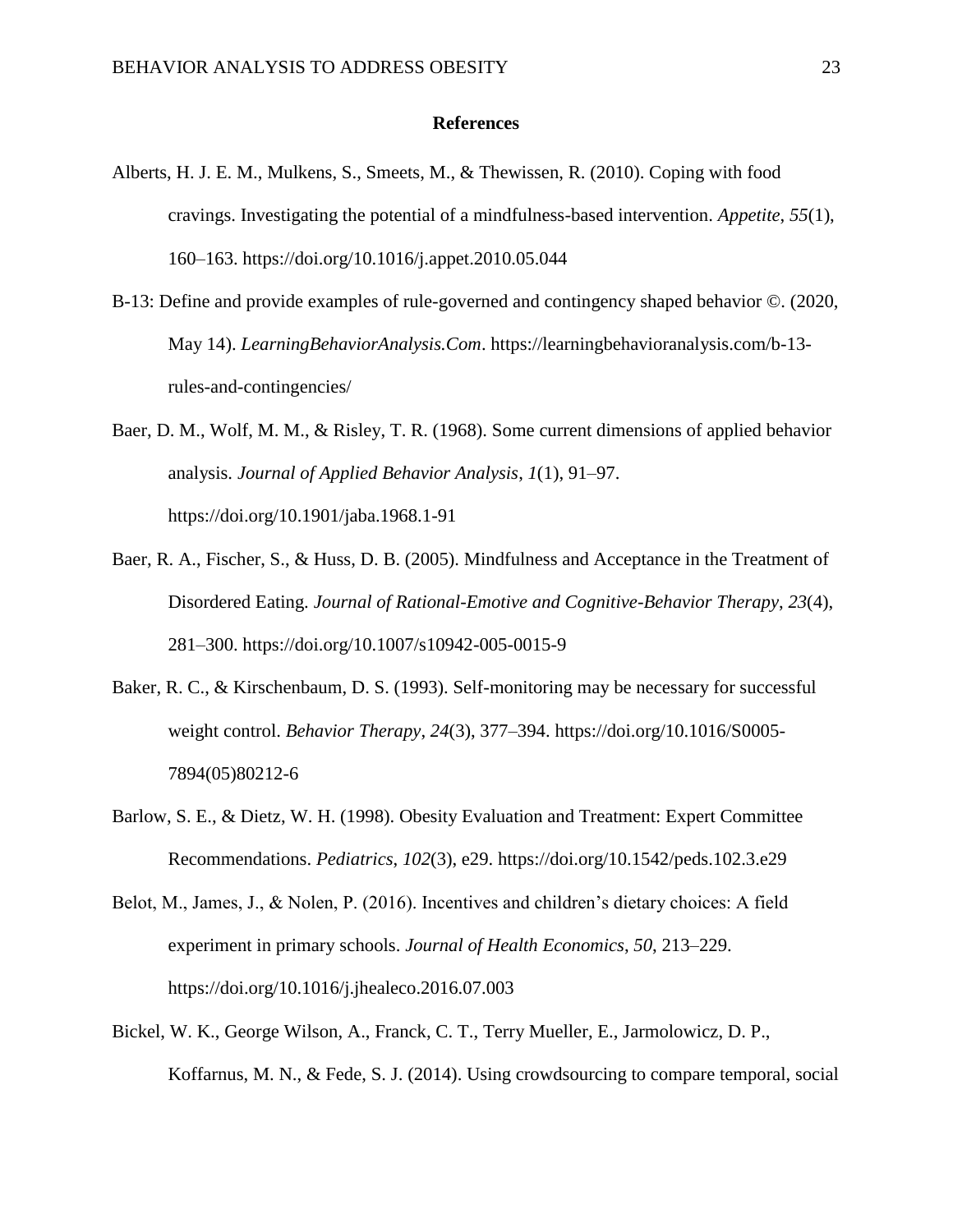**References**

Alberts, H. J. E. M., Mulkens, S., Smeets, M., & Thewissen, R. (2010). Coping with food cravings. Investigating the potential of a mindfulness-based intervention. *Appetite*, *55*(1), 160–163. https://doi.org/10.1016/j.appet.2010.05.044

B-13: Define and provide examples of rule-governed and contingency shaped behavior ©. (2020, May 14). *LearningBehaviorAnalysis.Com*. https://learningbehavioranalysis.com/b-13-rules-and-contingencies/

Baer, D. M., Wolf, M. M., & Risley, T. R. (1968). Some current dimensions of applied behavior analysis. *Journal of Applied Behavior Analysis*, *1*(1), 91–97. https://doi.org/10.1901/jaba.1968.1-91

Baer, R. A., Fischer, S., & Huss, D. B. (2005). Mindfulness and Acceptance in the Treatment of Disordered Eating. *Journal of Rational-Emotive and Cognitive-Behavior Therapy*, *23*(4), 281–300. https://doi.org/10.1007/s10942-005-0015-9

Baker, R. C., & Kirschenbaum, D. S. (1993). Self-monitoring may be necessary for successful weight control. *Behavior Therapy*, *24*(3), 377–394. https://doi.org/10.1016/S0005-7894(05)80212-6

Barlow, S. E., & Dietz, W. H. (1998). Obesity Evaluation and Treatment: Expert Committee Recommendations. *Pediatrics*, *102*(3), e29. https://doi.org/10.1542/peds.102.3.e29

Belot, M., James, J., & Nolen, P. (2016). Incentives and children's dietary choices: A field experiment in primary schools. *Journal of Health Economics*, *50*, 213–229. https://doi.org/10.1016/j.jhealeco.2016.07.003

Bickel, W. K., George Wilson, A., Franck, C. T., Terry Mueller, E., Jarmolowicz, D. P., Koffarnus, M. N., & Fede, S. J. (2014). Using crowdsourcing to compare temporal, social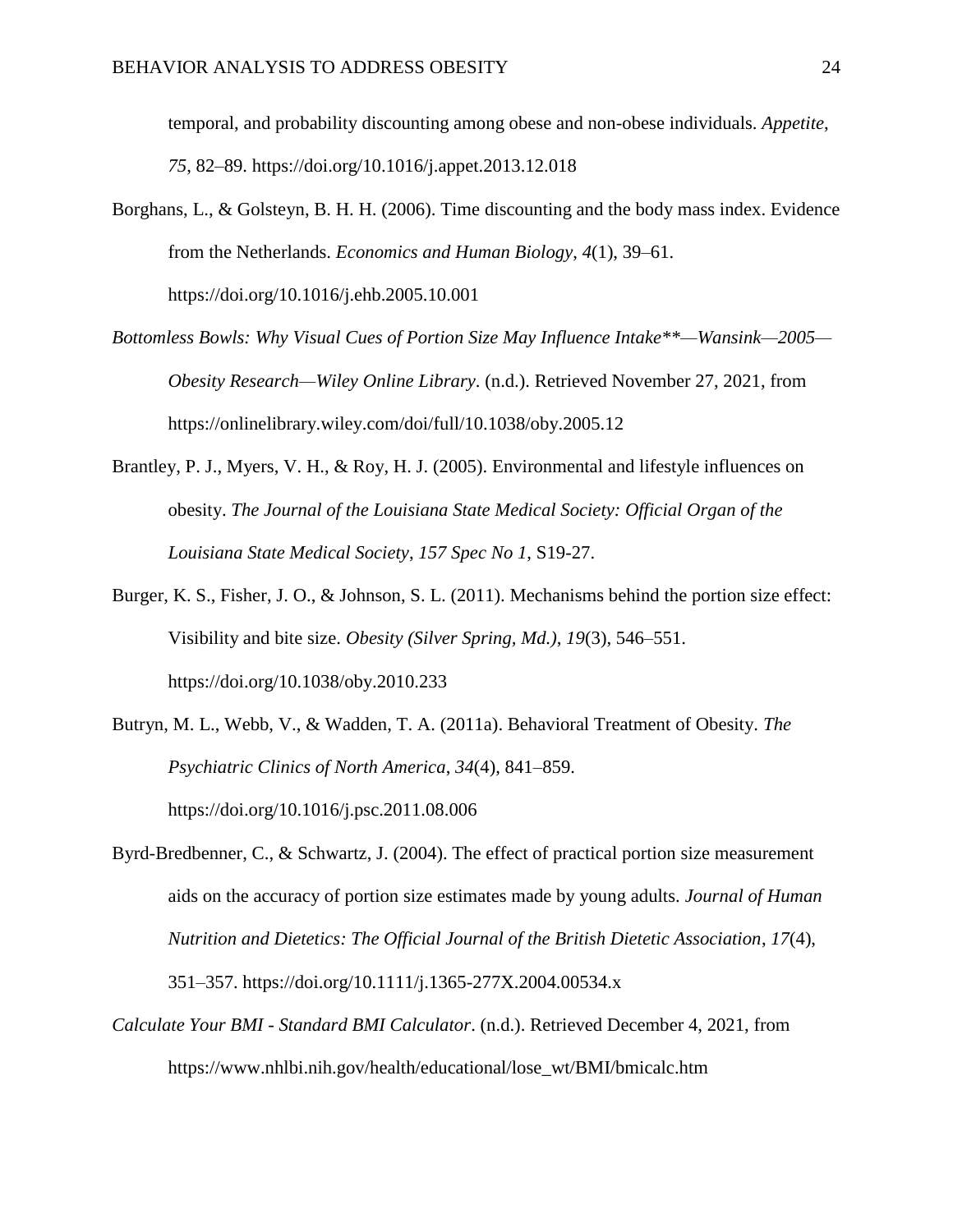temporal, and probability discounting among obese and non-obese individuals. *Appetite*, *75*, 82–89. https://doi.org/10.1016/j.appet.2013.12.018

Borghans, L., & Golsteyn, B. H. H. (2006). Time discounting and the body mass index. Evidence from the Netherlands. *Economics and Human Biology*, *4*(1), 39–61. https://doi.org/10.1016/j.ehb.2005.10.001

*Bottomless Bowls: Why Visual Cues of Portion Size May Influence Intake**—Wansink—2005—Obesity Research—Wiley Online Library*. (n.d.). Retrieved November 27, 2021, from https://onlinelibrary.wiley.com/doi/full/10.1038/oby.2005.12

Brantley, P. J., Myers, V. H., & Roy, H. J. (2005). Environmental and lifestyle influences on obesity. *The Journal of the Louisiana State Medical Society: Official Organ of the Louisiana State Medical Society*, *157 Spec No 1*, S19-27.

Burger, K. S., Fisher, J. O., & Johnson, S. L. (2011). Mechanisms behind the portion size effect: Visibility and bite size. *Obesity (Silver Spring, Md.)*, *19*(3), 546–551. https://doi.org/10.1038/oby.2010.233

Butryn, M. L., Webb, V., & Wadden, T. A. (2011a). Behavioral Treatment of Obesity. *The Psychiatric Clinics of North America*, *34*(4), 841–859. https://doi.org/10.1016/j.psc.2011.08.006

Byrd-Bredbenner, C., & Schwartz, J. (2004). The effect of practical portion size measurement aids on the accuracy of portion size estimates made by young adults. *Journal of Human Nutrition and Dietetics: The Official Journal of the British Dietetic Association*, *17*(4), 351–357. https://doi.org/10.1111/j.1365-277X.2004.00534.x

*Calculate Your BMI - Standard BMI Calculator*. (n.d.). Retrieved December 4, 2021, from https://www.nhlbi.nih.gov/health/educational/lose_wt/BMI/bmicalc.htm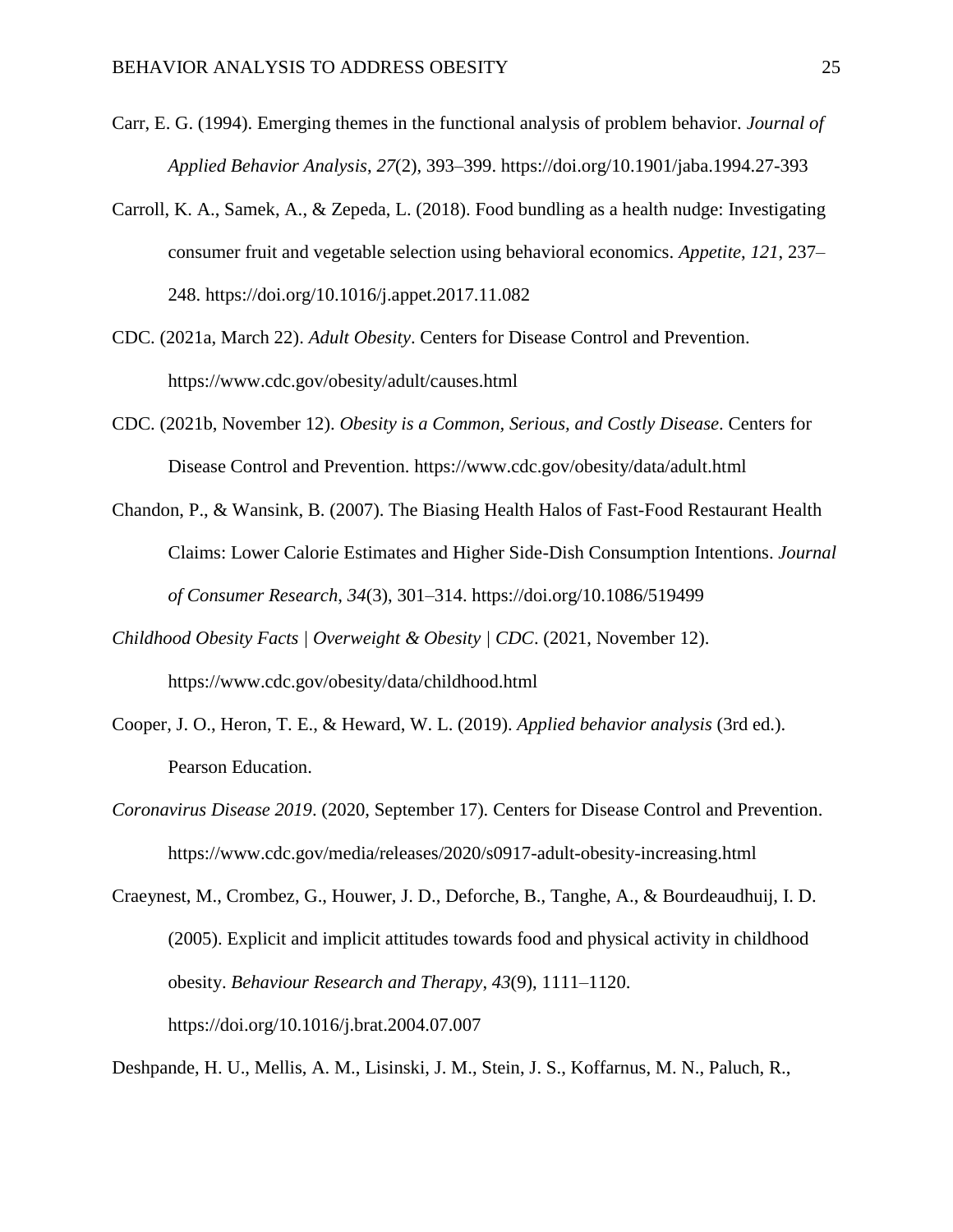Carr, E. G. (1994). Emerging themes in the functional analysis of problem behavior. *Journal of Applied Behavior Analysis*, *27*(2), 393–399. https://doi.org/10.1901/jaba.1994.27-393

Carroll, K. A., Samek, A., & Zepeda, L. (2018). Food bundling as a health nudge: Investigating consumer fruit and vegetable selection using behavioral economics. *Appetite*, *121*, 237–248. https://doi.org/10.1016/j.appet.2017.11.082

CDC. (2021a, March 22). *Adult Obesity*. Centers for Disease Control and Prevention. https://www.cdc.gov/obesity/adult/causes.html

CDC. (2021b, November 12). *Obesity is a Common, Serious, and Costly Disease*. Centers for Disease Control and Prevention. https://www.cdc.gov/obesity/data/adult.html

Chandon, P., & Wansink, B. (2007). The Biasing Health Halos of Fast-Food Restaurant Health Claims: Lower Calorie Estimates and Higher Side-Dish Consumption Intentions. *Journal of Consumer Research*, *34*(3), 301–314. https://doi.org/10.1086/519499

*Childhood Obesity Facts | Overweight & Obesity | CDC*. (2021, November 12). https://www.cdc.gov/obesity/data/childhood.html

Cooper, J. O., Heron, T. E., & Heward, W. L. (2019). *Applied behavior analysis* (3rd ed.). Pearson Education.

*Coronavirus Disease 2019*. (2020, September 17). Centers for Disease Control and Prevention. https://www.cdc.gov/media/releases/2020/s0917-adult-obesity-increasing.html

Craeynest, M., Crombez, G., Houwer, J. D., Deforche, B., Tanghe, A., & Bourdeaudhuij, I. D. (2005). Explicit and implicit attitudes towards food and physical activity in childhood obesity. *Behaviour Research and Therapy*, *43*(9), 1111–1120. https://doi.org/10.1016/j.brat.2004.07.007

Deshpande, H. U., Mellis, A. M., Lisinski, J. M., Stein, J. S., Koffarnus, M. N., Paluch, R.,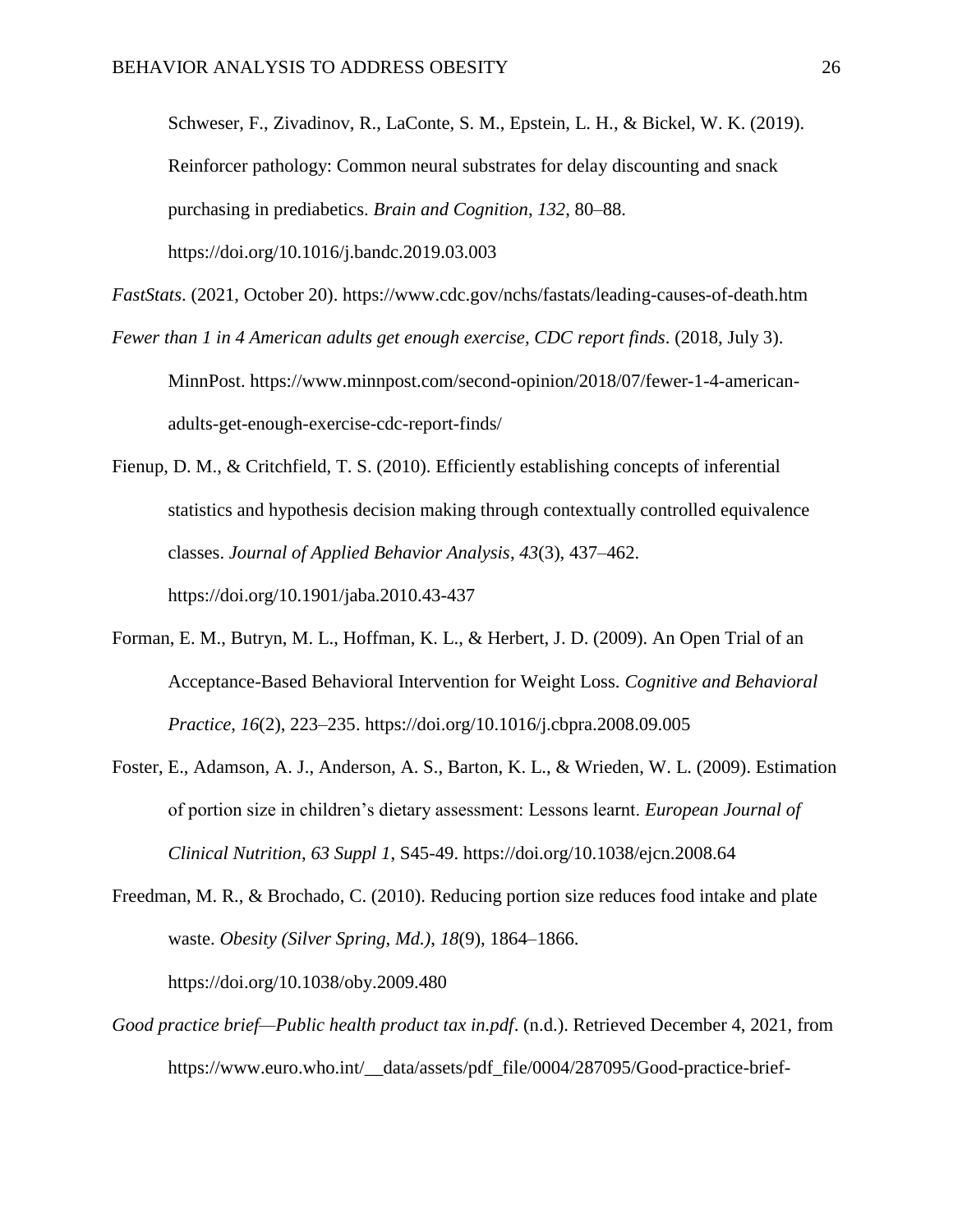Schweser, F., Zivadinov, R., LaConte, S. M., Epstein, L. H., & Bickel, W. K. (2019). Reinforcer pathology: Common neural substrates for delay discounting and snack purchasing in prediabetics. *Brain and Cognition*, *132*, 80–88. https://doi.org/10.1016/j.bandc.2019.03.003

*FastStats*. (2021, October 20). https://www.cdc.gov/nchs/fastats/leading-causes-of-death.htm

*Fewer than 1 in 4 American adults get enough exercise, CDC report finds*. (2018, July 3). MinnPost. https://www.minnpost.com/second-opinion/2018/07/fewer-1-4-american-adults-get-enough-exercise-cdc-report-finds/

Fienup, D. M., & Critchfield, T. S. (2010). Efficiently establishing concepts of inferential statistics and hypothesis decision making through contextually controlled equivalence classes. *Journal of Applied Behavior Analysis*, *43*(3), 437–462. https://doi.org/10.1901/jaba.2010.43-437

Forman, E. M., Butryn, M. L., Hoffman, K. L., & Herbert, J. D. (2009). An Open Trial of an Acceptance-Based Behavioral Intervention for Weight Loss. *Cognitive and Behavioral Practice*, *16*(2), 223–235. https://doi.org/10.1016/j.cbpra.2008.09.005

Foster, E., Adamson, A. J., Anderson, A. S., Barton, K. L., & Wrieden, W. L. (2009). Estimation of portion size in children's dietary assessment: Lessons learnt. *European Journal of Clinical Nutrition*, *63 Suppl 1*, S45-49. https://doi.org/10.1038/ejcn.2008.64

Freedman, M. R., & Brochado, C. (2010). Reducing portion size reduces food intake and plate waste. *Obesity (Silver Spring, Md.)*, *18*(9), 1864–1866. https://doi.org/10.1038/oby.2009.480

*Good practice brief—Public health product tax in.pdf*. (n.d.). Retrieved December 4, 2021, from https://www.euro.who.int/__data/assets/pdf_file/0004/287095/Good-practice-brief-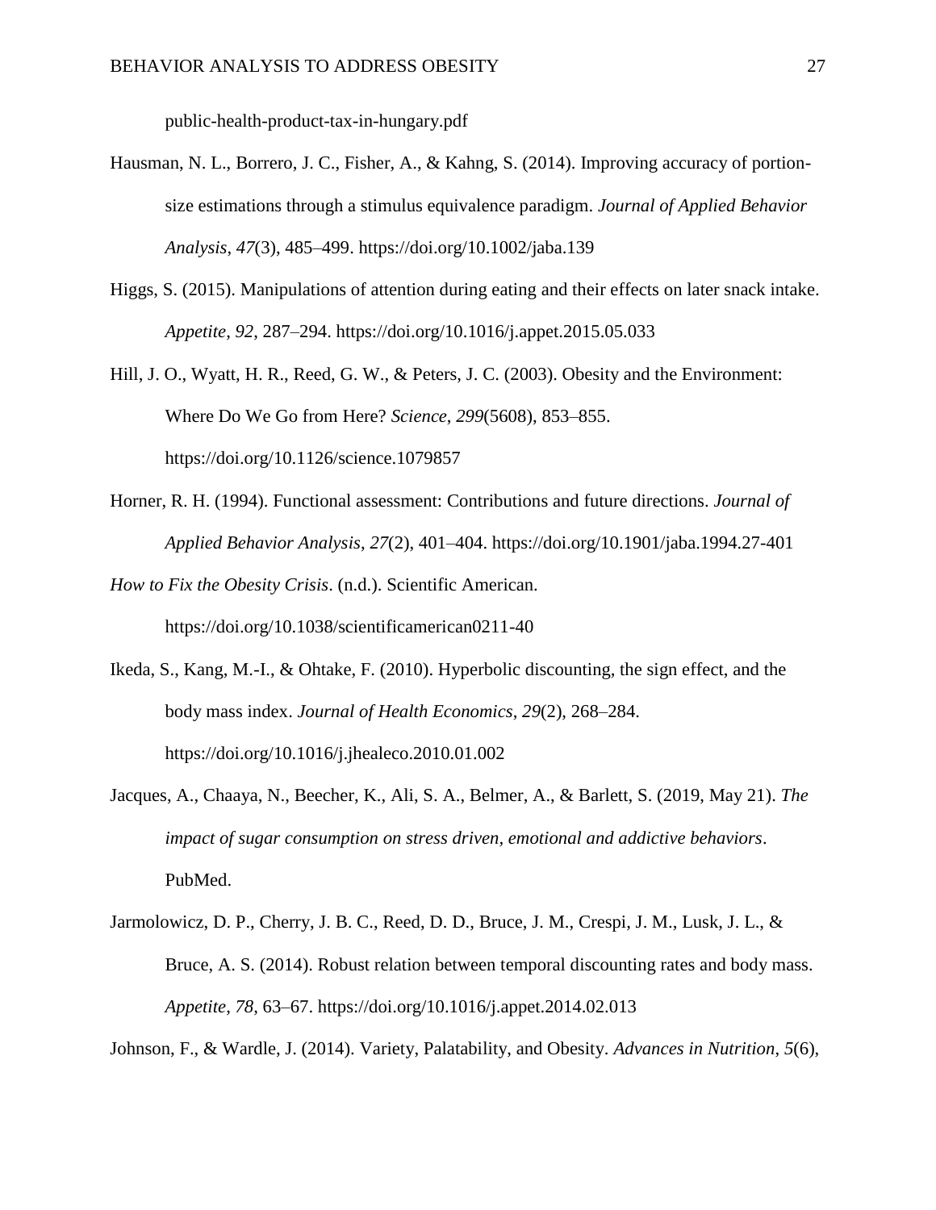public-health-product-tax-in-hungary.pdf

Hausman, N. L., Borrero, J. C., Fisher, A., & Kahng, S. (2014). Improving accuracy of portion-size estimations through a stimulus equivalence paradigm. *Journal of Applied Behavior Analysis*, *47*(3), 485–499. https://doi.org/10.1002/jaba.139

Higgs, S. (2015). Manipulations of attention during eating and their effects on later snack intake. *Appetite*, *92*, 287–294. https://doi.org/10.1016/j.appet.2015.05.033

Hill, J. O., Wyatt, H. R., Reed, G. W., & Peters, J. C. (2003). Obesity and the Environment: Where Do We Go from Here? *Science*, *299*(5608), 853–855. https://doi.org/10.1126/science.1079857

Horner, R. H. (1994). Functional assessment: Contributions and future directions. *Journal of Applied Behavior Analysis*, *27*(2), 401–404. https://doi.org/10.1901/jaba.1994.27-401

*How to Fix the Obesity Crisis*. (n.d.). Scientific American. https://doi.org/10.1038/scientificamerican0211-40

Ikeda, S., Kang, M.-I., & Ohtake, F. (2010). Hyperbolic discounting, the sign effect, and the body mass index. *Journal of Health Economics*, *29*(2), 268–284. https://doi.org/10.1016/j.jhealeco.2010.01.002

Jacques, A., Chaaya, N., Beecher, K., Ali, S. A., Belmer, A., & Barlett, S. (2019, May 21). *The impact of sugar consumption on stress driven, emotional and addictive behaviors*. PubMed.

Jarmolowicz, D. P., Cherry, J. B. C., Reed, D. D., Bruce, J. M., Crespi, J. M., Lusk, J. L., & Bruce, A. S. (2014). Robust relation between temporal discounting rates and body mass. *Appetite*, *78*, 63–67. https://doi.org/10.1016/j.appet.2014.02.013

Johnson, F., & Wardle, J. (2014). Variety, Palatability, and Obesity. *Advances in Nutrition*, *5*(6),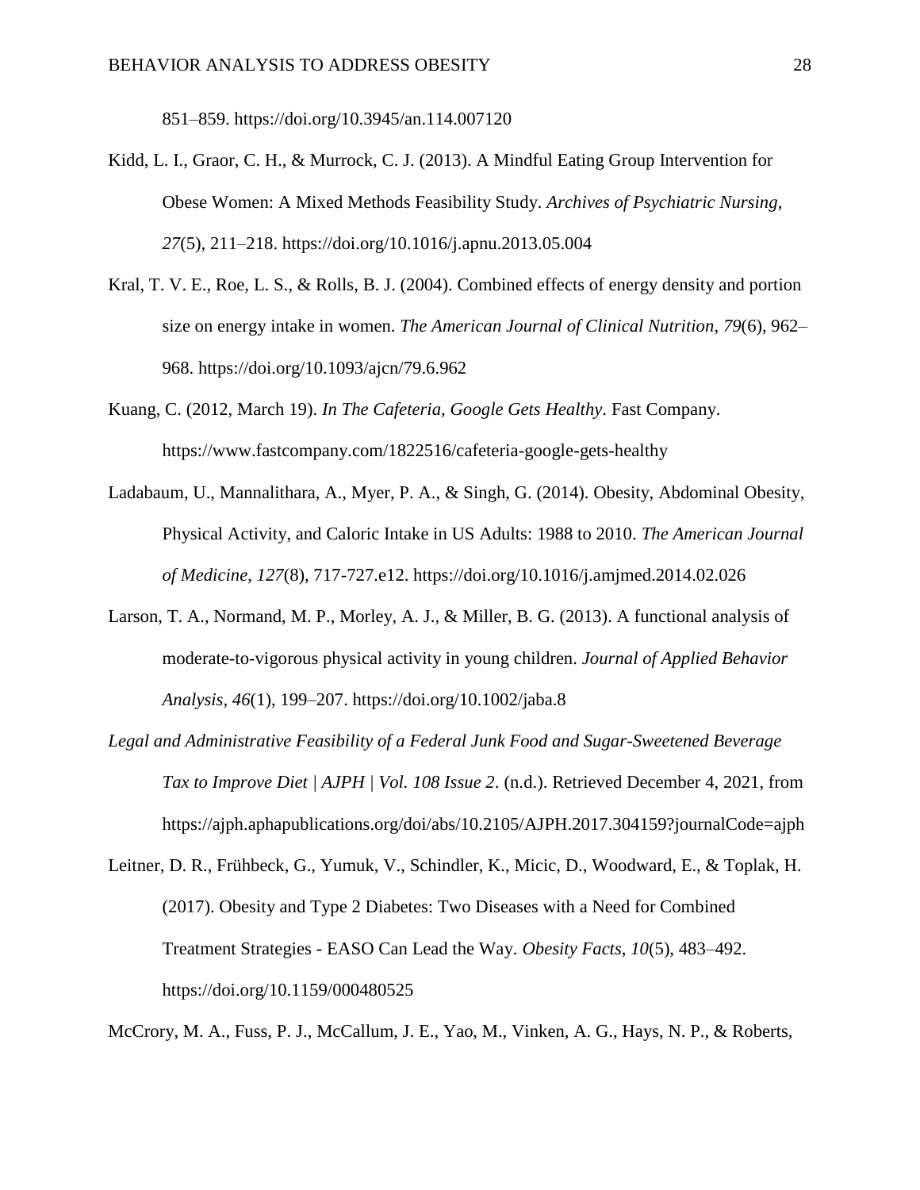851–859. https://doi.org/10.3945/an.114.007120

Kidd, L. I., Graor, C. H., & Murrock, C. J. (2013). A Mindful Eating Group Intervention for Obese Women: A Mixed Methods Feasibility Study. *Archives of Psychiatric Nursing*, *27*(5), 211–218. https://doi.org/10.1016/j.apnu.2013.05.004

Kral, T. V. E., Roe, L. S., & Rolls, B. J. (2004). Combined effects of energy density and portion size on energy intake in women. *The American Journal of Clinical Nutrition*, *79*(6), 962–968. https://doi.org/10.1093/ajcn/79.6.962

Kuang, C. (2012, March 19). *In The Cafeteria, Google Gets Healthy*. Fast Company. https://www.fastcompany.com/1822516/cafeteria-google-gets-healthy

Ladabaum, U., Mannalithara, A., Myer, P. A., & Singh, G. (2014). Obesity, Abdominal Obesity, Physical Activity, and Caloric Intake in US Adults: 1988 to 2010. *The American Journal of Medicine*, *127*(8), 717-727.e12. https://doi.org/10.1016/j.amjmed.2014.02.026

Larson, T. A., Normand, M. P., Morley, A. J., & Miller, B. G. (2013). A functional analysis of moderate-to-vigorous physical activity in young children. *Journal of Applied Behavior Analysis*, *46*(1), 199–207. https://doi.org/10.1002/jaba.8

*Legal and Administrative Feasibility of a Federal Junk Food and Sugar-Sweetened Beverage Tax to Improve Diet | AJPH | Vol. 108 Issue 2*. (n.d.). Retrieved December 4, 2021, from https://ajph.aphapublications.org/doi/abs/10.2105/AJPH.2017.304159?journalCode=ajph

Leitner, D. R., Frühbeck, G., Yumuk, V., Schindler, K., Micic, D., Woodward, E., & Toplak, H. (2017). Obesity and Type 2 Diabetes: Two Diseases with a Need for Combined Treatment Strategies - EASO Can Lead the Way. *Obesity Facts*, *10*(5), 483–492. https://doi.org/10.1159/000480525

McCrory, M. A., Fuss, P. J., McCallum, J. E., Yao, M., Vinken, A. G., Hays, N. P., & Roberts,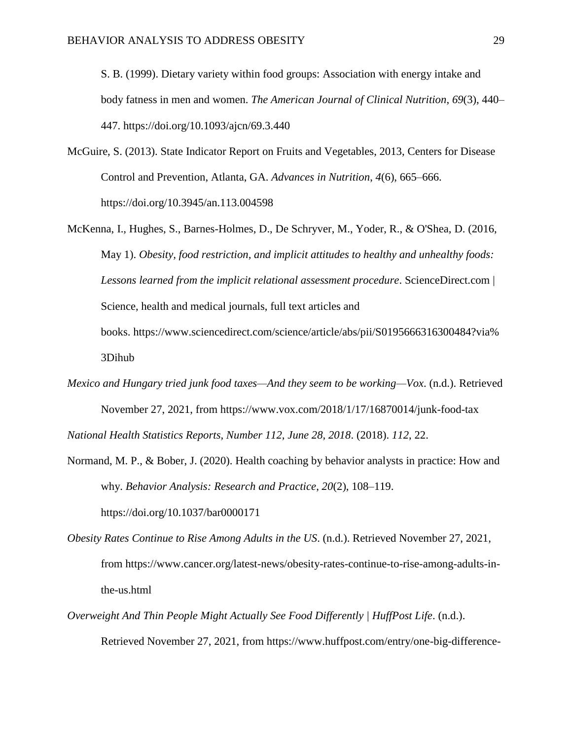S. B. (1999). Dietary variety within food groups: Association with energy intake and body fatness in men and women. *The American Journal of Clinical Nutrition*, *69*(3), 440–447. https://doi.org/10.1093/ajcn/69.3.440

McGuire, S. (2013). State Indicator Report on Fruits and Vegetables, 2013, Centers for Disease Control and Prevention, Atlanta, GA. *Advances in Nutrition*, *4*(6), 665–666. https://doi.org/10.3945/an.113.004598

McKenna, I., Hughes, S., Barnes-Holmes, D., De Schryver, M., Yoder, R., & O'Shea, D. (2016, May 1). *Obesity, food restriction, and implicit attitudes to healthy and unhealthy foods: Lessons learned from the implicit relational assessment procedure*. ScienceDirect.com | Science, health and medical journals, full text articles and books. https://www.sciencedirect.com/science/article/abs/pii/S0195666316300484?via%3Dihub

*Mexico and Hungary tried junk food taxes—And they seem to be working—Vox*. (n.d.). Retrieved November 27, 2021, from https://www.vox.com/2018/1/17/16870014/junk-food-tax

*National Health Statistics Reports, Number 112, June 28, 2018*. (2018). *112*, 22.

Normand, M. P., & Bober, J. (2020). Health coaching by behavior analysts in practice: How and why. *Behavior Analysis: Research and Practice*, *20*(2), 108–119. https://doi.org/10.1037/bar0000171

*Obesity Rates Continue to Rise Among Adults in the US*. (n.d.). Retrieved November 27, 2021, from https://www.cancer.org/latest-news/obesity-rates-continue-to-rise-among-adults-in-the-us.html

*Overweight And Thin People Might Actually See Food Differently | HuffPost Life*. (n.d.). Retrieved November 27, 2021, from https://www.huffpost.com/entry/one-big-difference-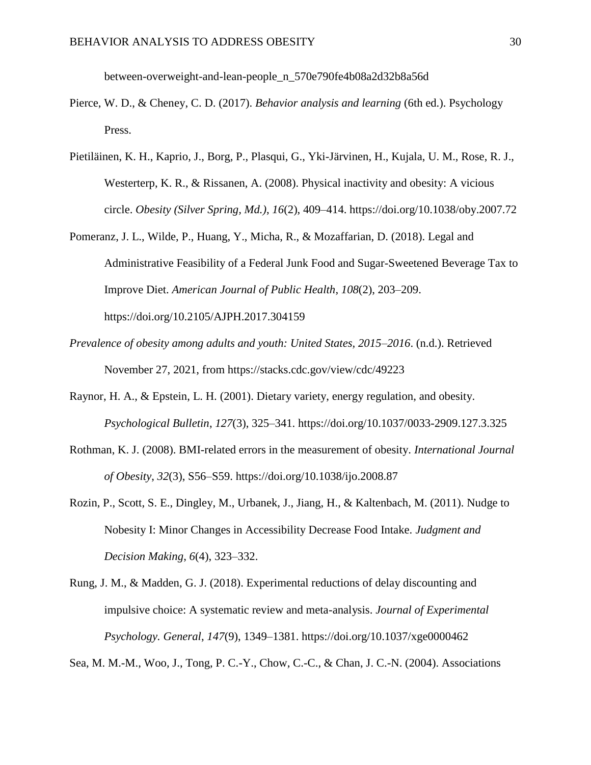between-overweight-and-lean-people_n_570e790fe4b08a2d32b8a56d

Pierce, W. D., & Cheney, C. D. (2017). *Behavior analysis and learning* (6th ed.). Psychology Press.

Pietiläinen, K. H., Kaprio, J., Borg, P., Plasqui, G., Yki-Järvinen, H., Kujala, U. M., Rose, R. J., Westerterp, K. R., & Rissanen, A. (2008). Physical inactivity and obesity: A vicious circle. *Obesity (Silver Spring, Md.)*, *16*(2), 409–414. https://doi.org/10.1038/oby.2007.72

Pomeranz, J. L., Wilde, P., Huang, Y., Micha, R., & Mozaffarian, D. (2018). Legal and Administrative Feasibility of a Federal Junk Food and Sugar-Sweetened Beverage Tax to Improve Diet. *American Journal of Public Health*, *108*(2), 203–209. https://doi.org/10.2105/AJPH.2017.304159

*Prevalence of obesity among adults and youth: United States, 2015–2016*. (n.d.). Retrieved November 27, 2021, from https://stacks.cdc.gov/view/cdc/49223

Raynor, H. A., & Epstein, L. H. (2001). Dietary variety, energy regulation, and obesity. *Psychological Bulletin*, *127*(3), 325–341. https://doi.org/10.1037/0033-2909.127.3.325

Rothman, K. J. (2008). BMI-related errors in the measurement of obesity. *International Journal of Obesity*, *32*(3), S56–S59. https://doi.org/10.1038/ijo.2008.87

Rozin, P., Scott, S. E., Dingley, M., Urbanek, J., Jiang, H., & Kaltenbach, M. (2011). Nudge to Nobesity I: Minor Changes in Accessibility Decrease Food Intake. *Judgment and Decision Making*, *6*(4), 323–332.

Rung, J. M., & Madden, G. J. (2018). Experimental reductions of delay discounting and impulsive choice: A systematic review and meta-analysis. *Journal of Experimental Psychology. General*, *147*(9), 1349–1381. https://doi.org/10.1037/xge0000462

Sea, M. M.-M., Woo, J., Tong, P. C.-Y., Chow, C.-C., & Chan, J. C.-N. (2004). Associations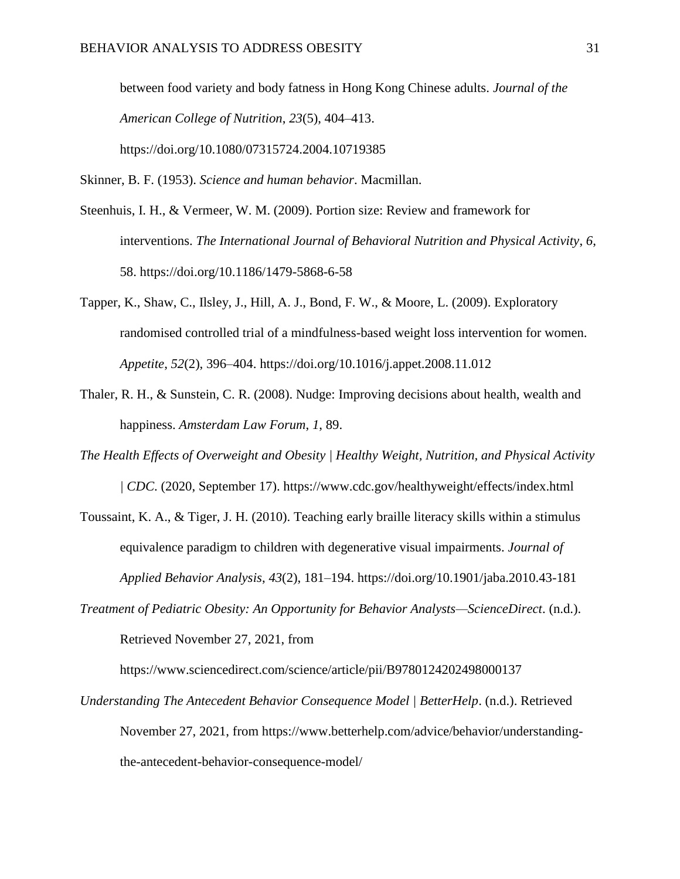between food variety and body fatness in Hong Kong Chinese adults. *Journal of the American College of Nutrition*, *23*(5), 404–413. https://doi.org/10.1080/07315724.2004.10719385

Skinner, B. F. (1953). *Science and human behavior*. Macmillan.

Steenhuis, I. H., & Vermeer, W. M. (2009). Portion size: Review and framework for interventions. *The International Journal of Behavioral Nutrition and Physical Activity*, *6*, 58. https://doi.org/10.1186/1479-5868-6-58

Tapper, K., Shaw, C., Ilsley, J., Hill, A. J., Bond, F. W., & Moore, L. (2009). Exploratory randomised controlled trial of a mindfulness-based weight loss intervention for women. *Appetite*, *52*(2), 396–404. https://doi.org/10.1016/j.appet.2008.11.012

Thaler, R. H., & Sunstein, C. R. (2008). Nudge: Improving decisions about health, wealth and happiness. *Amsterdam Law Forum*, *1*, 89.

*The Health Effects of Overweight and Obesity | Healthy Weight, Nutrition, and Physical Activity | CDC*. (2020, September 17). https://www.cdc.gov/healthyweight/effects/index.html

Toussaint, K. A., & Tiger, J. H. (2010). Teaching early braille literacy skills within a stimulus equivalence paradigm to children with degenerative visual impairments. *Journal of Applied Behavior Analysis*, *43*(2), 181–194. https://doi.org/10.1901/jaba.2010.43-181

*Treatment of Pediatric Obesity: An Opportunity for Behavior Analysts—ScienceDirect*. (n.d.). Retrieved November 27, 2021, from https://www.sciencedirect.com/science/article/pii/B9780124202498000137

*Understanding The Antecedent Behavior Consequence Model | BetterHelp*. (n.d.). Retrieved November 27, 2021, from https://www.betterhelp.com/advice/behavior/understanding-the-antecedent-behavior-consequence-model/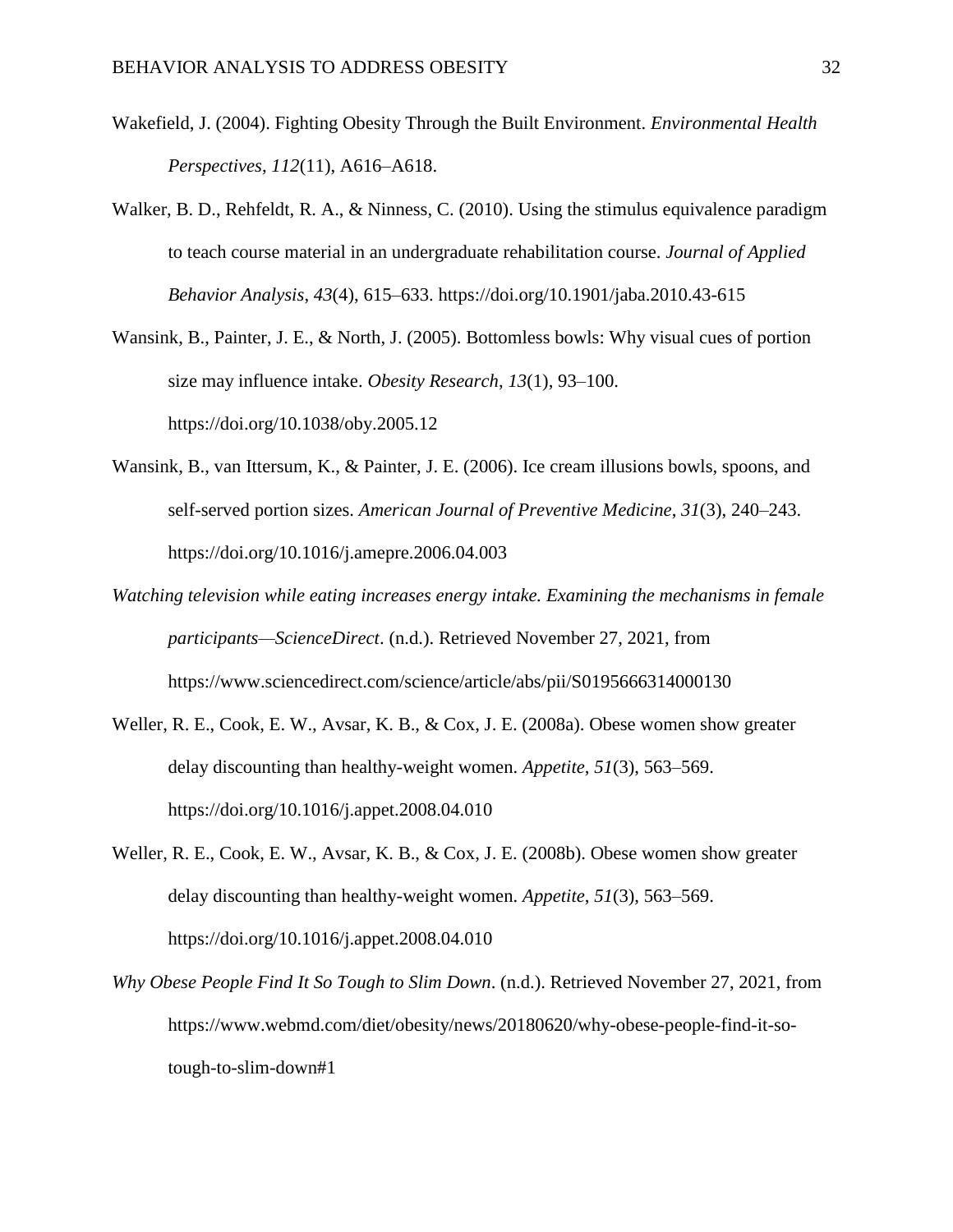Wakefield, J. (2004). Fighting Obesity Through the Built Environment. *Environmental Health Perspectives*, *112*(11), A616–A618.

Walker, B. D., Rehfeldt, R. A., & Ninness, C. (2010). Using the stimulus equivalence paradigm to teach course material in an undergraduate rehabilitation course. *Journal of Applied Behavior Analysis*, *43*(4), 615–633. https://doi.org/10.1901/jaba.2010.43-615

Wansink, B., Painter, J. E., & North, J. (2005). Bottomless bowls: Why visual cues of portion size may influence intake. *Obesity Research*, *13*(1), 93–100. https://doi.org/10.1038/oby.2005.12

Wansink, B., van Ittersum, K., & Painter, J. E. (2006). Ice cream illusions bowls, spoons, and self-served portion sizes. *American Journal of Preventive Medicine*, *31*(3), 240–243. https://doi.org/10.1016/j.amepre.2006.04.003

*Watching television while eating increases energy intake. Examining the mechanisms in female participants—ScienceDirect*. (n.d.). Retrieved November 27, 2021, from https://www.sciencedirect.com/science/article/abs/pii/S0195666314000130

Weller, R. E., Cook, E. W., Avsar, K. B., & Cox, J. E. (2008a). Obese women show greater delay discounting than healthy-weight women. *Appetite*, *51*(3), 563–569. https://doi.org/10.1016/j.appet.2008.04.010

Weller, R. E., Cook, E. W., Avsar, K. B., & Cox, J. E. (2008b). Obese women show greater delay discounting than healthy-weight women. *Appetite*, *51*(3), 563–569. https://doi.org/10.1016/j.appet.2008.04.010

*Why Obese People Find It So Tough to Slim Down*. (n.d.). Retrieved November 27, 2021, from https://www.webmd.com/diet/obesity/news/20180620/why-obese-people-find-it-so-tough-to-slim-down#1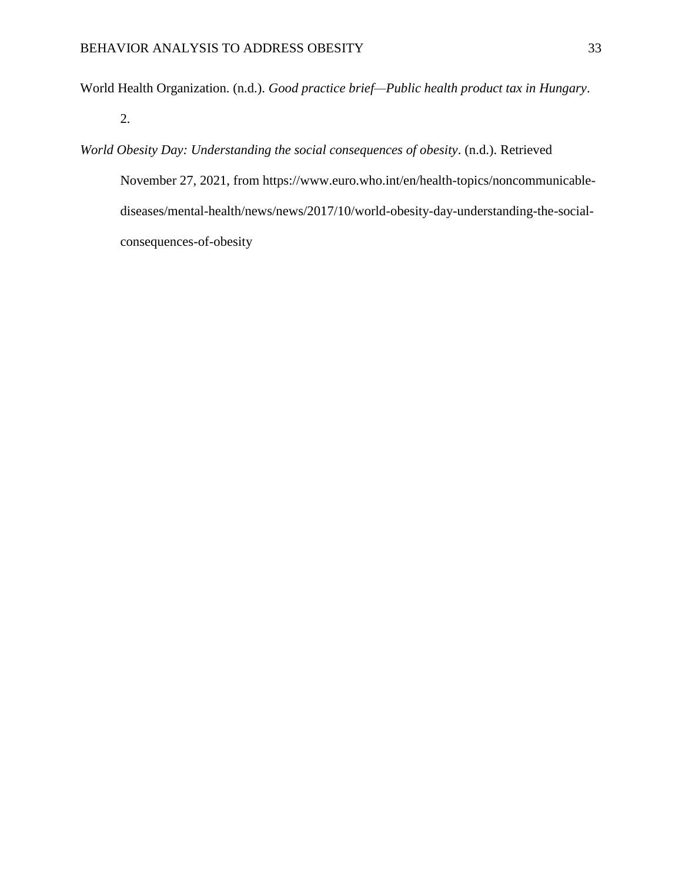World Health Organization. (n.d.). *Good practice brief—Public health product tax in Hungary*. 2.

*World Obesity Day: Understanding the social consequences of obesity*. (n.d.). Retrieved November 27, 2021, from https://www.euro.who.int/en/health-topics/noncommunicable-diseases/mental-health/news/news/2017/10/world-obesity-day-understanding-the-social-consequences-of-obesity